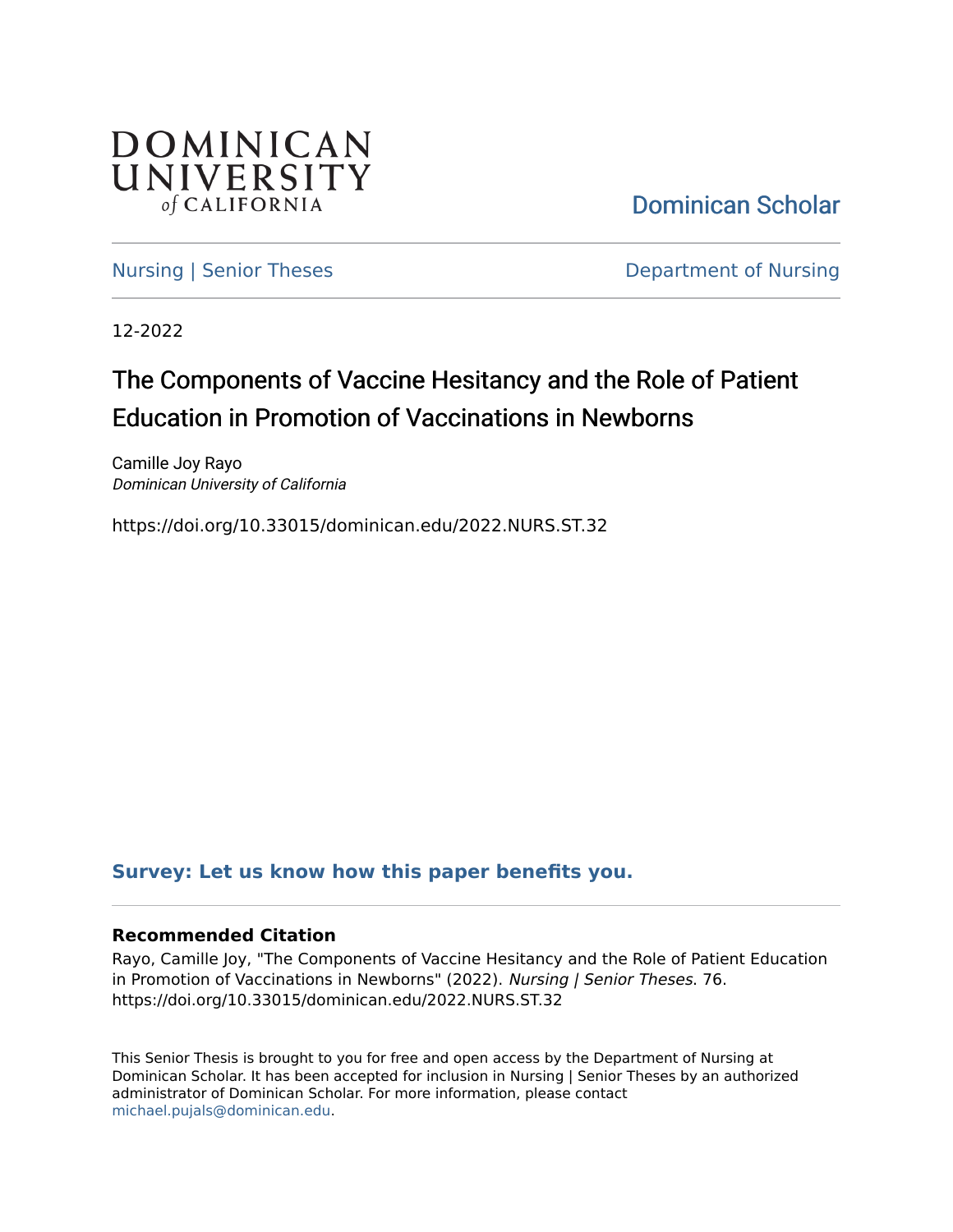DOMINICAN UNIVERSITY of CALIFORNIA

Dominican Scholar

Nursing | Senior Theses

Department of Nursing

12-2022

# The Components of Vaccine Hesitancy and the Role of Patient Education in Promotion of Vaccinations in Newborns

Camille Joy Rayo
*Dominican University of California*

https://doi.org/10.33015/dominican.edu/2022.NURS.ST.32

**Survey: Let us know how this paper benefits you.**

### Recommended Citation

Rayo, Camille Joy, "The Components of Vaccine Hesitancy and the Role of Patient Education in Promotion of Vaccinations in Newborns" (2022). *Nursing | Senior Theses*. 76.
https://doi.org/10.33015/dominican.edu/2022.NURS.ST.32

This Senior Thesis is brought to you for free and open access by the Department of Nursing at Dominican Scholar. It has been accepted for inclusion in Nursing | Senior Theses by an authorized administrator of Dominican Scholar. For more information, please contact michael.pujals@dominican.edu.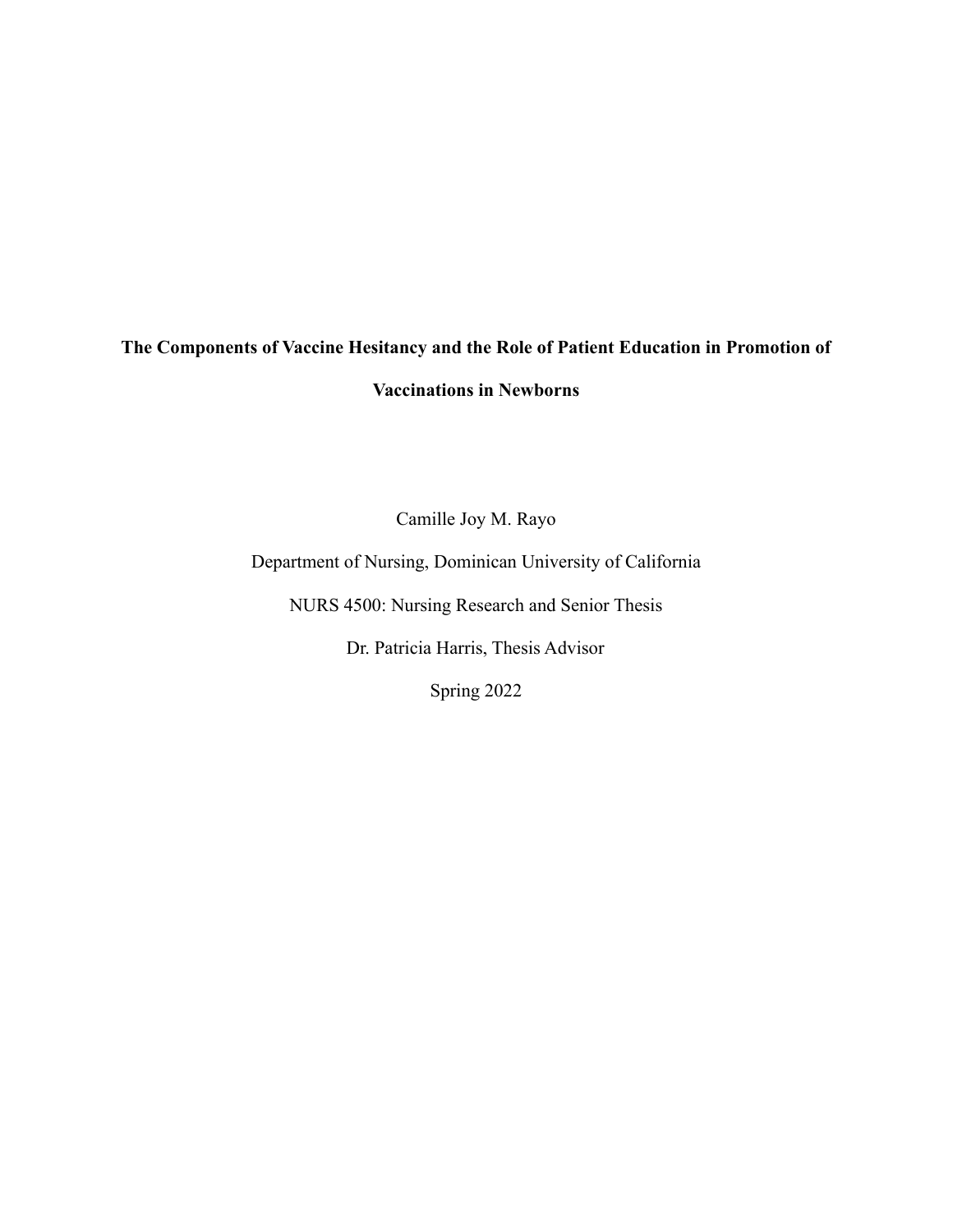**The Components of Vaccine Hesitancy and the Role of Patient Education in Promotion of Vaccinations in Newborns**

Camille Joy M. Rayo

Department of Nursing, Dominican University of California

NURS 4500: Nursing Research and Senior Thesis

Dr. Patricia Harris, Thesis Advisor

Spring 2022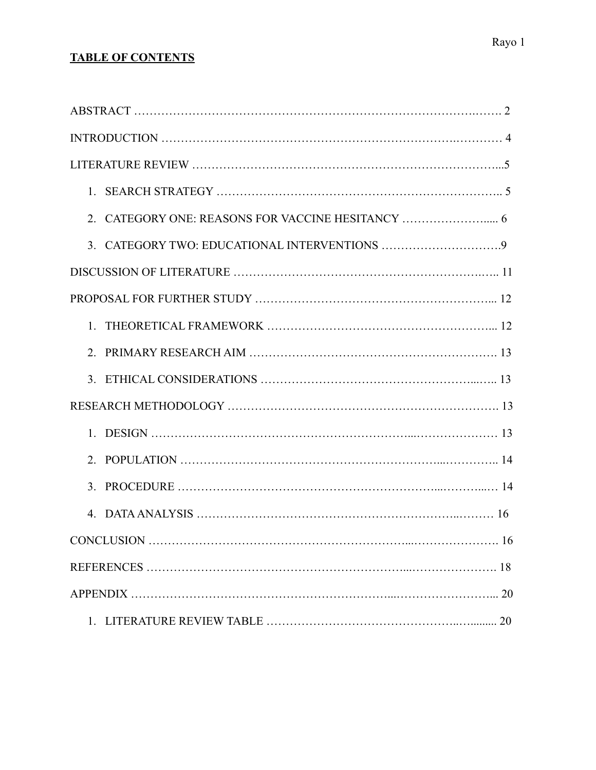**TABLE OF CONTENTS**

ABSTRACT ……………………………………………………………………………….……. 2

INTRODUCTION …………………………….……………………………….…….………… 4

LITERATURE REVIEW …………………………………………………………………...5

1. SEARCH STRATEGY ……….……………………………………….………………….. 5
2. CATEGORY ONE: REASONS FOR VACCINE HESITANCY ………………….….. 6
3. CATEGORY TWO: EDUCATIONAL INTERVENTIONS ……………………….9

DISCUSSION OF LITERATURE ……………………………………………………….….. 11

PROPOSAL FOR FURTHER STUDY …………………………………………………... 12

1. THEORETICAL FRAMEWORK …………………………………………………... 12
2. PRIMARY RESEARCH AIM ……………………………………………………. 13
3. ETHICAL CONSIDERATIONS ……………………………………………...….. 13

RESEARCH METHODOLOGY ………………………………………………………. 13

1. DESIGN …………………………………………………...………………… 13
2. POPULATION …………………………………………………...………….. 14
3. PROCEDURE …………………………………………………...……...… 14
4. DATA ANALYSIS …………………………………………………..……… 16

CONCLUSION …………………………………………………...………………. 16

REFERENCES …………………………………………………...…………………. 18

APPENDIX ……………………………………………………...……………………... 20

1. LITERATURE REVIEW TABLE ……………………………………..…........ 20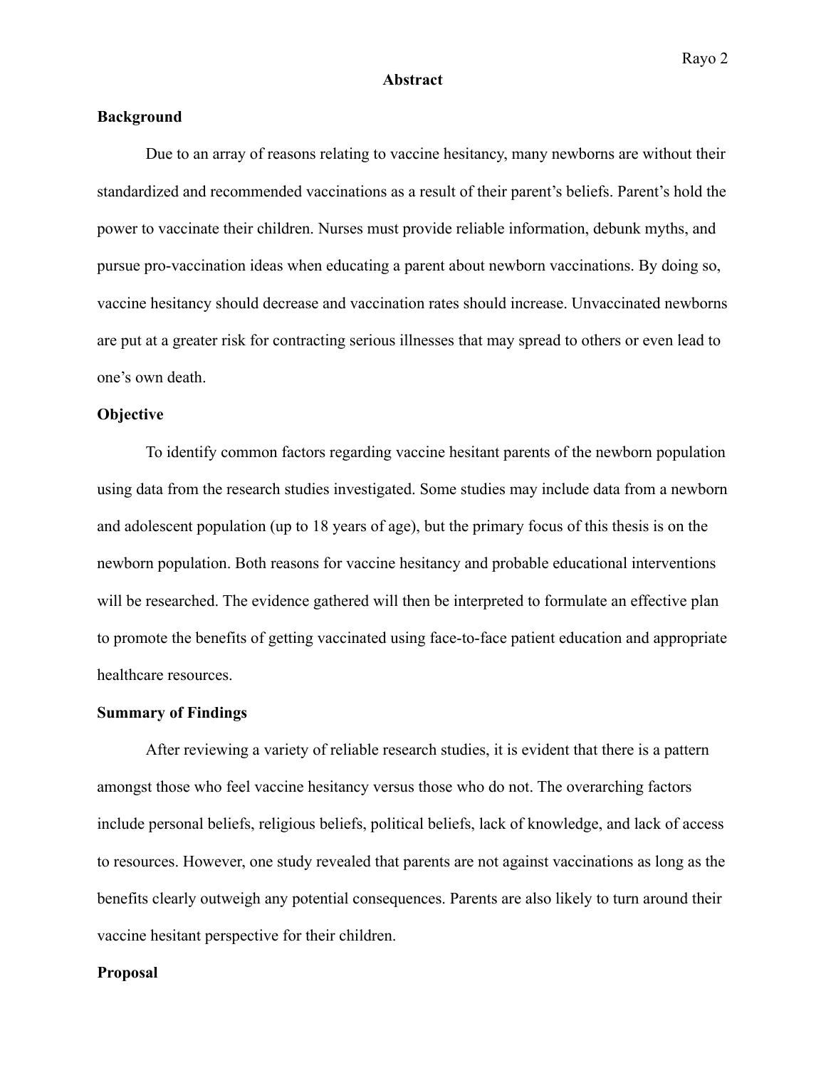# Abstract

## Background

Due to an array of reasons relating to vaccine hesitancy, many newborns are without their standardized and recommended vaccinations as a result of their parent's beliefs. Parent's hold the power to vaccinate their children. Nurses must provide reliable information, debunk myths, and pursue pro-vaccination ideas when educating a parent about newborn vaccinations. By doing so, vaccine hesitancy should decrease and vaccination rates should increase. Unvaccinated newborns are put at a greater risk for contracting serious illnesses that may spread to others or even lead to one's own death.

## Objective

To identify common factors regarding vaccine hesitant parents of the newborn population using data from the research studies investigated. Some studies may include data from a newborn and adolescent population (up to 18 years of age), but the primary focus of this thesis is on the newborn population. Both reasons for vaccine hesitancy and probable educational interventions will be researched. The evidence gathered will then be interpreted to formulate an effective plan to promote the benefits of getting vaccinated using face-to-face patient education and appropriate healthcare resources.

## Summary of Findings

After reviewing a variety of reliable research studies, it is evident that there is a pattern amongst those who feel vaccine hesitancy versus those who do not. The overarching factors include personal beliefs, religious beliefs, political beliefs, lack of knowledge, and lack of access to resources. However, one study revealed that parents are not against vaccinations as long as the benefits clearly outweigh any potential consequences. Parents are also likely to turn around their vaccine hesitant perspective for their children.

## Proposal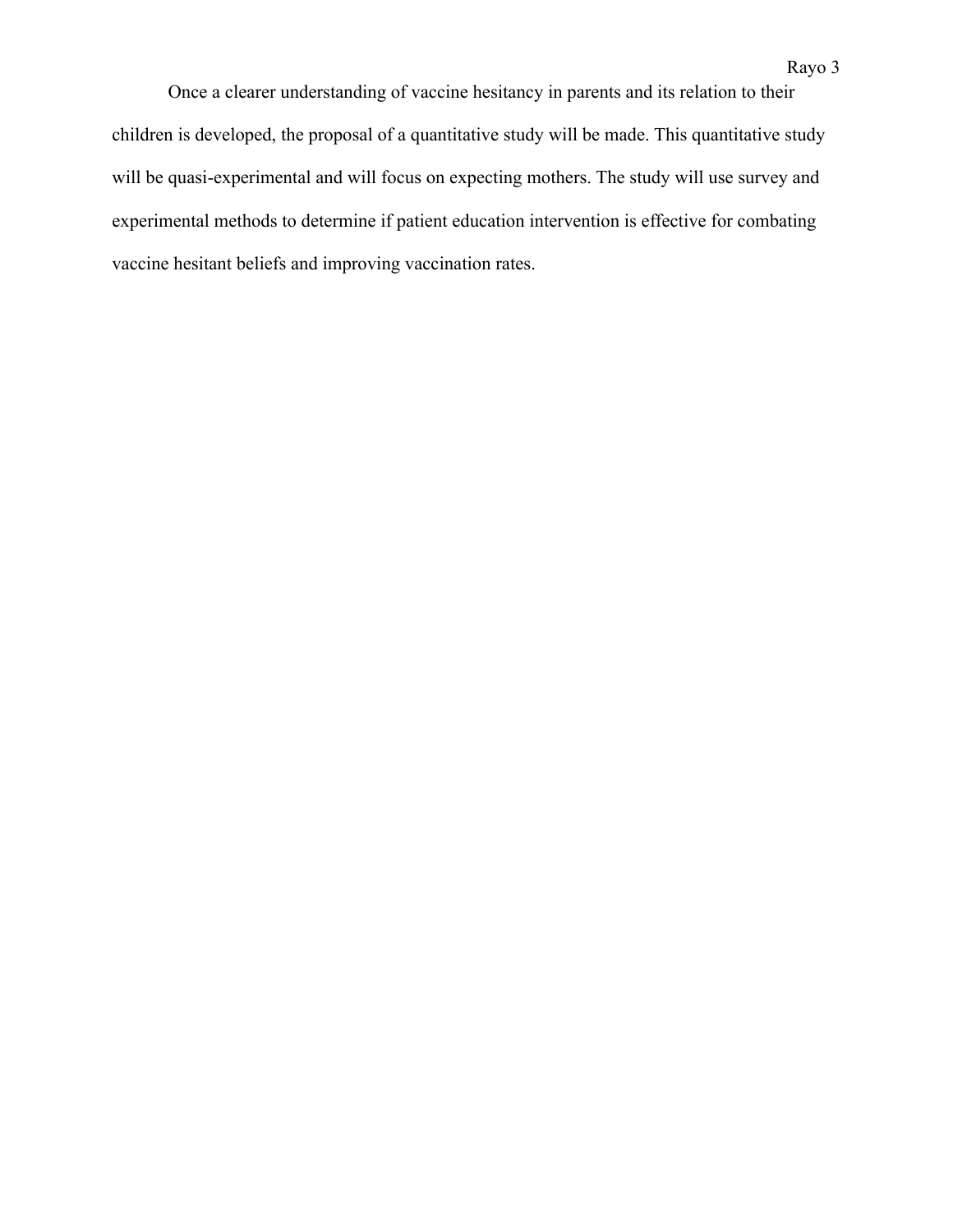Once a clearer understanding of vaccine hesitancy in parents and its relation to their children is developed, the proposal of a quantitative study will be made. This quantitative study will be quasi-experimental and will focus on expecting mothers. The study will use survey and experimental methods to determine if patient education intervention is effective for combating vaccine hesitant beliefs and improving vaccination rates.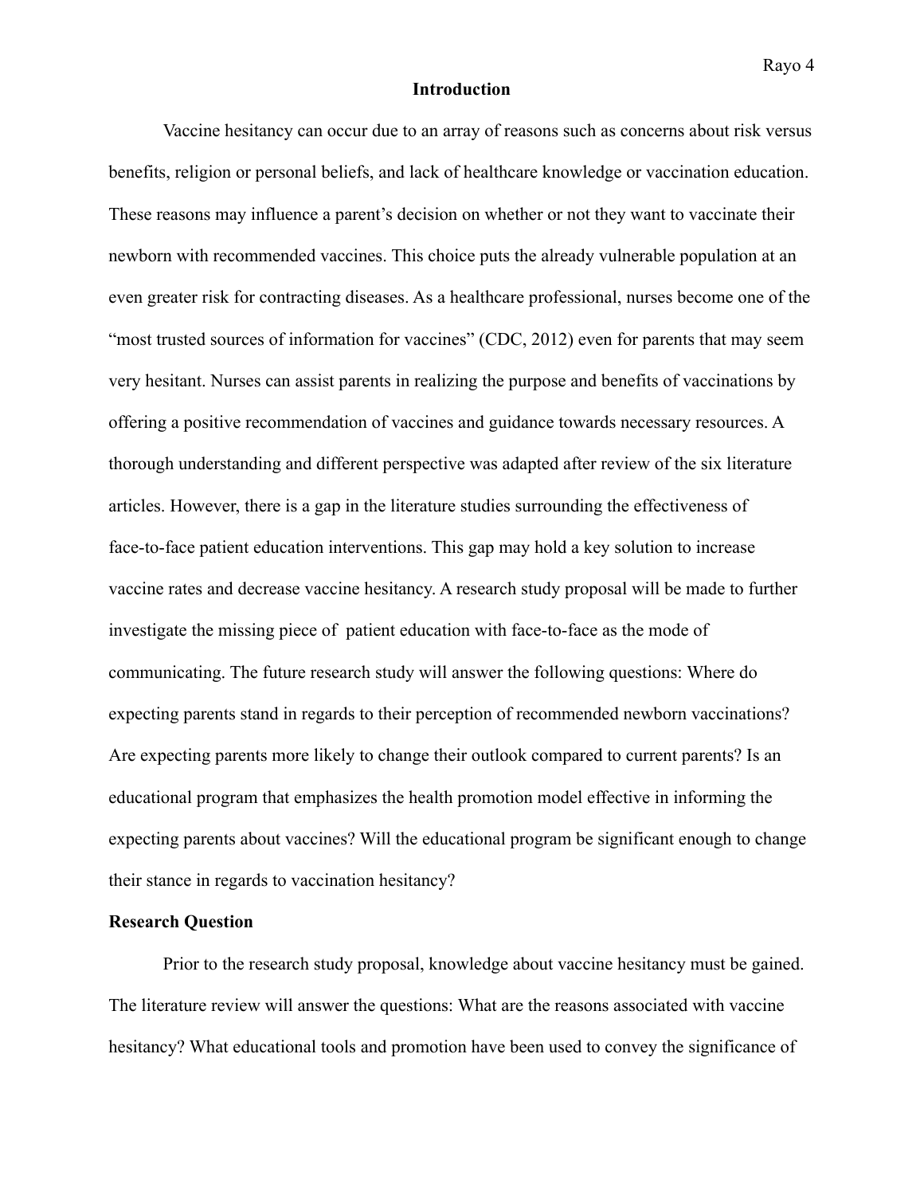## Introduction

Vaccine hesitancy can occur due to an array of reasons such as concerns about risk versus benefits, religion or personal beliefs, and lack of healthcare knowledge or vaccination education. These reasons may influence a parent's decision on whether or not they want to vaccinate their newborn with recommended vaccines. This choice puts the already vulnerable population at an even greater risk for contracting diseases. As a healthcare professional, nurses become one of the "most trusted sources of information for vaccines" (CDC, 2012) even for parents that may seem very hesitant. Nurses can assist parents in realizing the purpose and benefits of vaccinations by offering a positive recommendation of vaccines and guidance towards necessary resources. A thorough understanding and different perspective was adapted after review of the six literature articles. However, there is a gap in the literature studies surrounding the effectiveness of face-to-face patient education interventions. This gap may hold a key solution to increase vaccine rates and decrease vaccine hesitancy. A research study proposal will be made to further investigate the missing piece of  patient education with face-to-face as the mode of communicating. The future research study will answer the following questions: Where do expecting parents stand in regards to their perception of recommended newborn vaccinations? Are expecting parents more likely to change their outlook compared to current parents? Is an educational program that emphasizes the health promotion model effective in informing the expecting parents about vaccines? Will the educational program be significant enough to change their stance in regards to vaccination hesitancy?

### Research Question

Prior to the research study proposal, knowledge about vaccine hesitancy must be gained. The literature review will answer the questions: What are the reasons associated with vaccine hesitancy? What educational tools and promotion have been used to convey the significance of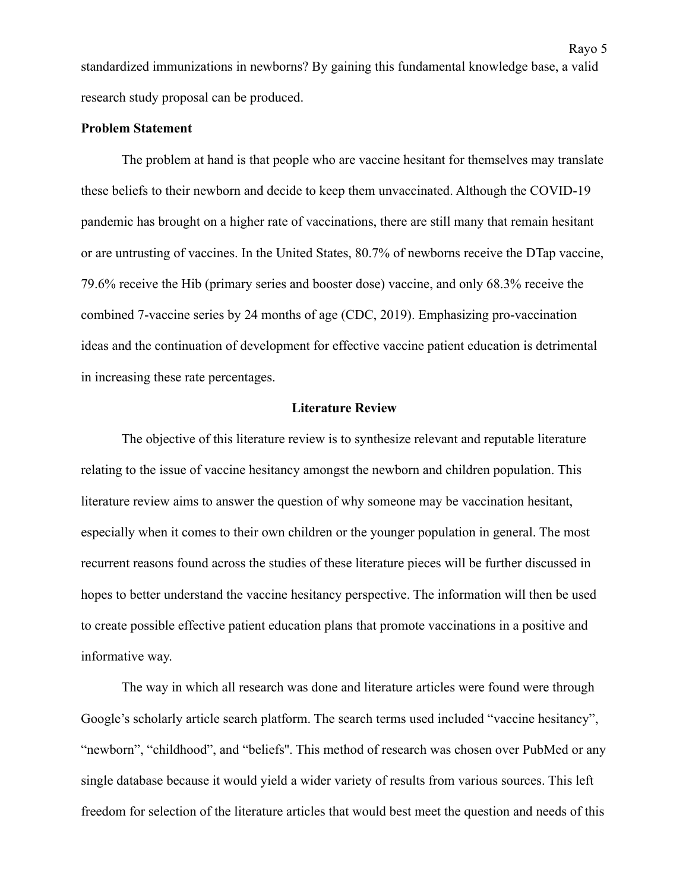standardized immunizations in newborns? By gaining this fundamental knowledge base, a valid research study proposal can be produced.

**Problem Statement**

The problem at hand is that people who are vaccine hesitant for themselves may translate these beliefs to their newborn and decide to keep them unvaccinated. Although the COVID-19 pandemic has brought on a higher rate of vaccinations, there are still many that remain hesitant or are untrusting of vaccines. In the United States, 80.7% of newborns receive the DTap vaccine, 79.6% receive the Hib (primary series and booster dose) vaccine, and only 68.3% receive the combined 7-vaccine series by 24 months of age (CDC, 2019). Emphasizing pro-vaccination ideas and the continuation of development for effective vaccine patient education is detrimental in increasing these rate percentages.

## Literature Review

The objective of this literature review is to synthesize relevant and reputable literature relating to the issue of vaccine hesitancy amongst the newborn and children population. This literature review aims to answer the question of why someone may be vaccination hesitant, especially when it comes to their own children or the younger population in general. The most recurrent reasons found across the studies of these literature pieces will be further discussed in hopes to better understand the vaccine hesitancy perspective. The information will then be used to create possible effective patient education plans that promote vaccinations in a positive and informative way.

The way in which all research was done and literature articles were found were through Google's scholarly article search platform. The search terms used included "vaccine hesitancy", "newborn", "childhood", and "beliefs". This method of research was chosen over PubMed or any single database because it would yield a wider variety of results from various sources. This left freedom for selection of the literature articles that would best meet the question and needs of this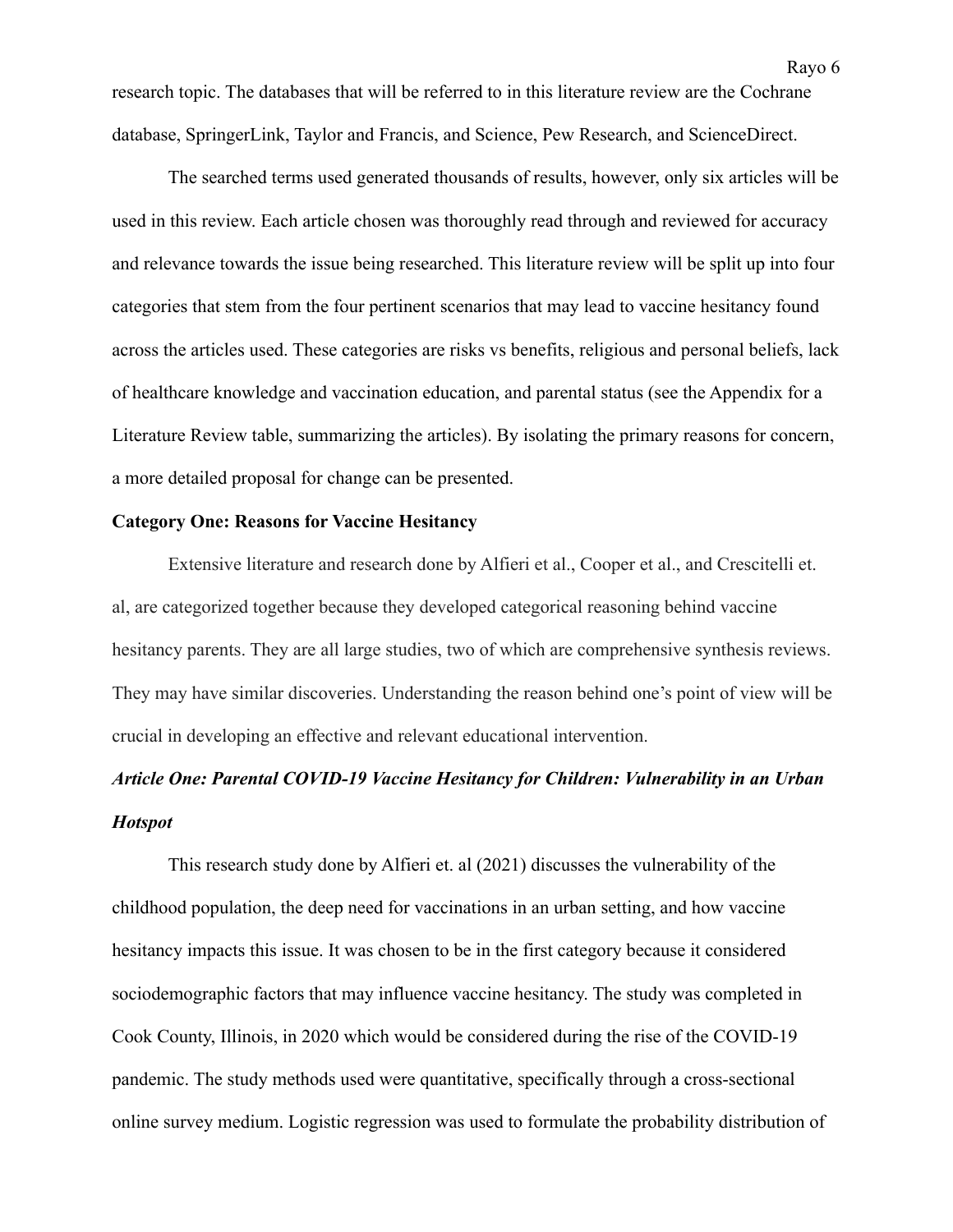research topic. The databases that will be referred to in this literature review are the Cochrane database, SpringerLink, Taylor and Francis, and Science, Pew Research, and ScienceDirect.

The searched terms used generated thousands of results, however, only six articles will be used in this review. Each article chosen was thoroughly read through and reviewed for accuracy and relevance towards the issue being researched. This literature review will be split up into four categories that stem from the four pertinent scenarios that may lead to vaccine hesitancy found across the articles used. These categories are risks vs benefits, religious and personal beliefs, lack of healthcare knowledge and vaccination education, and parental status (see the Appendix for a Literature Review table, summarizing the articles). By isolating the primary reasons for concern, a more detailed proposal for change can be presented.

**Category One: Reasons for Vaccine Hesitancy**

Extensive literature and research done by Alfieri et al., Cooper et al., and Crescitelli et. al, are categorized together because they developed categorical reasoning behind vaccine hesitancy parents. They are all large studies, two of which are comprehensive synthesis reviews. They may have similar discoveries. Understanding the reason behind one's point of view will be crucial in developing an effective and relevant educational intervention.

***Article One: Parental COVID-19 Vaccine Hesitancy for Children: Vulnerability in an Urban Hotspot***

This research study done by Alfieri et. al (2021) discusses the vulnerability of the childhood population, the deep need for vaccinations in an urban setting, and how vaccine hesitancy impacts this issue. It was chosen to be in the first category because it considered sociodemographic factors that may influence vaccine hesitancy. The study was completed in Cook County, Illinois, in 2020 which would be considered during the rise of the COVID-19 pandemic. The study methods used were quantitative, specifically through a cross-sectional online survey medium. Logistic regression was used to formulate the probability distribution of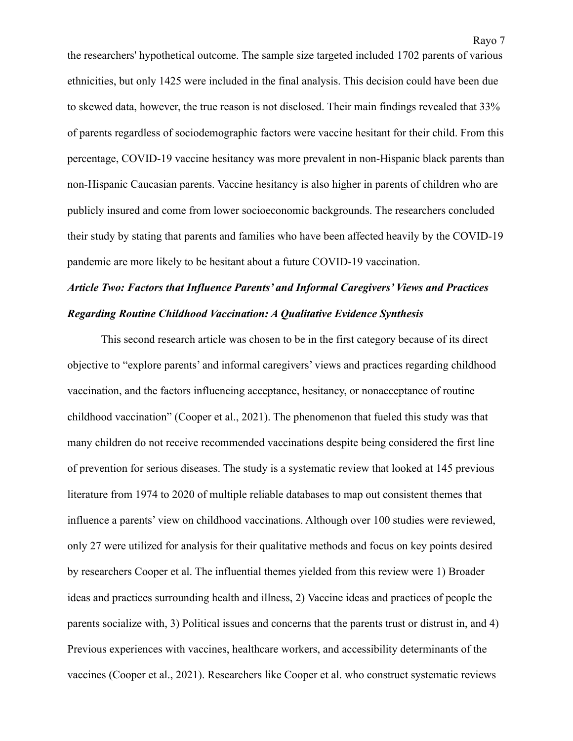the researchers' hypothetical outcome. The sample size targeted included 1702 parents of various ethnicities, but only 1425 were included in the final analysis. This decision could have been due to skewed data, however, the true reason is not disclosed. Their main findings revealed that 33% of parents regardless of sociodemographic factors were vaccine hesitant for their child. From this percentage, COVID-19 vaccine hesitancy was more prevalent in non-Hispanic black parents than non-Hispanic Caucasian parents. Vaccine hesitancy is also higher in parents of children who are publicly insured and come from lower socioeconomic backgrounds. The researchers concluded their study by stating that parents and families who have been affected heavily by the COVID-19 pandemic are more likely to be hesitant about a future COVID-19 vaccination.

### *Article Two: Factors that Influence Parents' and Informal Caregivers' Views and Practices Regarding Routine Childhood Vaccination: A Qualitative Evidence Synthesis*

This second research article was chosen to be in the first category because of its direct objective to "explore parents' and informal caregivers' views and practices regarding childhood vaccination, and the factors influencing acceptance, hesitancy, or nonacceptance of routine childhood vaccination" (Cooper et al., 2021). The phenomenon that fueled this study was that many children do not receive recommended vaccinations despite being considered the first line of prevention for serious diseases. The study is a systematic review that looked at 145 previous literature from 1974 to 2020 of multiple reliable databases to map out consistent themes that influence a parents' view on childhood vaccinations. Although over 100 studies were reviewed, only 27 were utilized for analysis for their qualitative methods and focus on key points desired by researchers Cooper et al. The influential themes yielded from this review were 1) Broader ideas and practices surrounding health and illness, 2) Vaccine ideas and practices of people the parents socialize with, 3) Political issues and concerns that the parents trust or distrust in, and 4) Previous experiences with vaccines, healthcare workers, and accessibility determinants of the vaccines (Cooper et al., 2021). Researchers like Cooper et al. who construct systematic reviews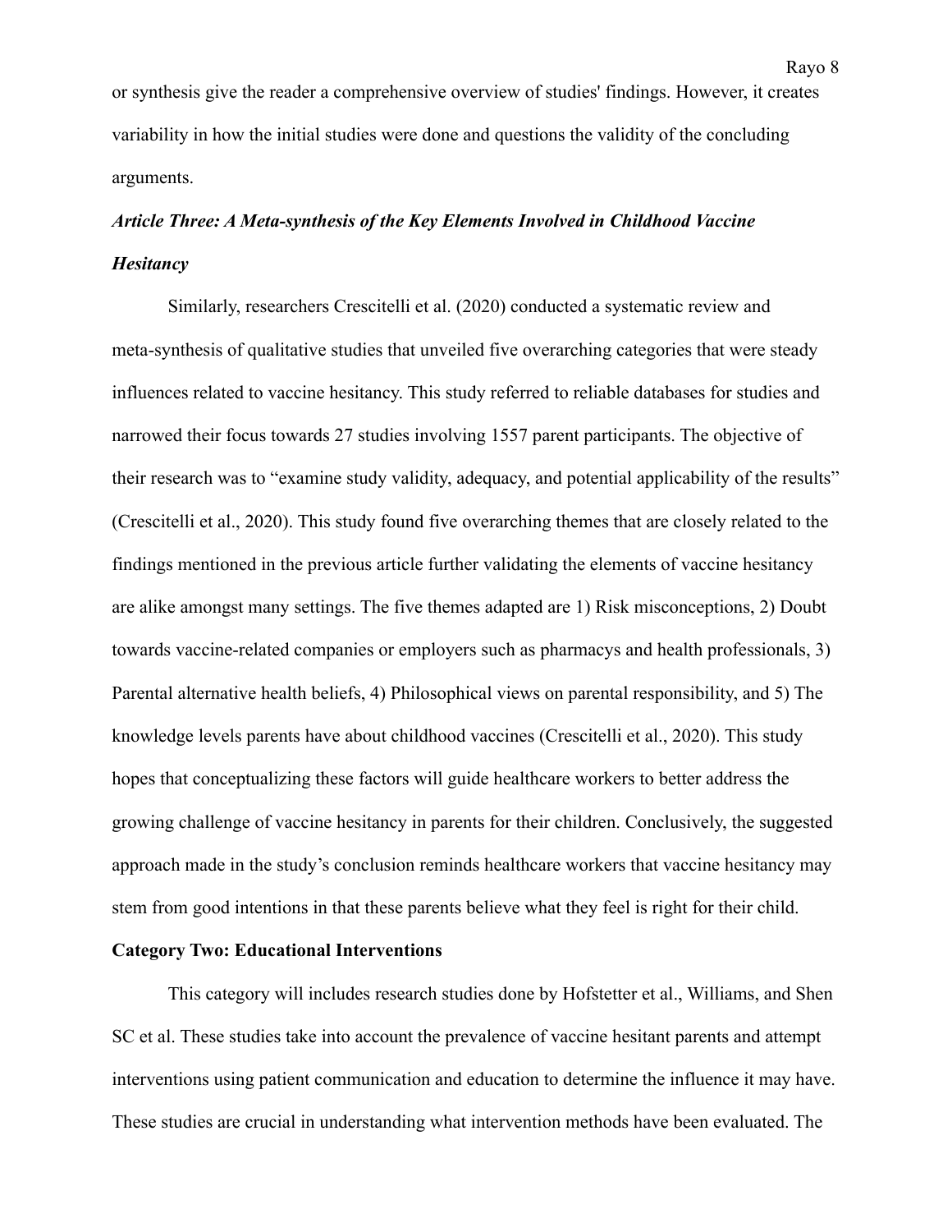or synthesis give the reader a comprehensive overview of studies' findings. However, it creates variability in how the initial studies were done and questions the validity of the concluding arguments.

### *Article Three: A Meta-synthesis of the Key Elements Involved in Childhood Vaccine Hesitancy*

Similarly, researchers Crescitelli et al. (2020) conducted a systematic review and meta-synthesis of qualitative studies that unveiled five overarching categories that were steady influences related to vaccine hesitancy. This study referred to reliable databases for studies and narrowed their focus towards 27 studies involving 1557 parent participants. The objective of their research was to "examine study validity, adequacy, and potential applicability of the results" (Crescitelli et al., 2020). This study found five overarching themes that are closely related to the findings mentioned in the previous article further validating the elements of vaccine hesitancy are alike amongst many settings. The five themes adapted are 1) Risk misconceptions, 2) Doubt towards vaccine-related companies or employers such as pharmacys and health professionals, 3) Parental alternative health beliefs, 4) Philosophical views on parental responsibility, and 5) The knowledge levels parents have about childhood vaccines (Crescitelli et al., 2020). This study hopes that conceptualizing these factors will guide healthcare workers to better address the growing challenge of vaccine hesitancy in parents for their children. Conclusively, the suggested approach made in the study's conclusion reminds healthcare workers that vaccine hesitancy may stem from good intentions in that these parents believe what they feel is right for their child.

## Category Two: Educational Interventions

This category will includes research studies done by Hofstetter et al., Williams, and Shen SC et al. These studies take into account the prevalence of vaccine hesitant parents and attempt interventions using patient communication and education to determine the influence it may have. These studies are crucial in understanding what intervention methods have been evaluated. The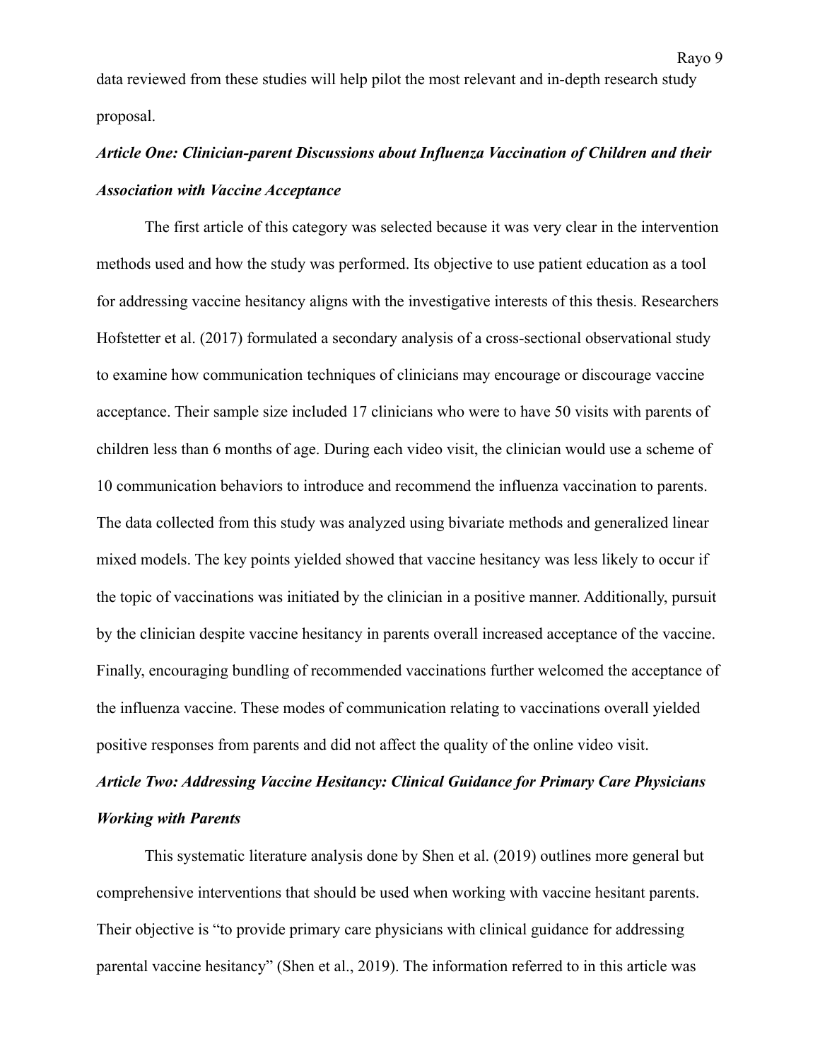data reviewed from these studies will help pilot the most relevant and in-depth research study proposal.

### *Article One: Clinician-parent Discussions about Influenza Vaccination of Children and their Association with Vaccine Acceptance*

The first article of this category was selected because it was very clear in the intervention methods used and how the study was performed. Its objective to use patient education as a tool for addressing vaccine hesitancy aligns with the investigative interests of this thesis. Researchers Hofstetter et al. (2017) formulated a secondary analysis of a cross-sectional observational study to examine how communication techniques of clinicians may encourage or discourage vaccine acceptance. Their sample size included 17 clinicians who were to have 50 visits with parents of children less than 6 months of age. During each video visit, the clinician would use a scheme of 10 communication behaviors to introduce and recommend the influenza vaccination to parents. The data collected from this study was analyzed using bivariate methods and generalized linear mixed models. The key points yielded showed that vaccine hesitancy was less likely to occur if the topic of vaccinations was initiated by the clinician in a positive manner. Additionally, pursuit by the clinician despite vaccine hesitancy in parents overall increased acceptance of the vaccine. Finally, encouraging bundling of recommended vaccinations further welcomed the acceptance of the influenza vaccine. These modes of communication relating to vaccinations overall yielded positive responses from parents and did not affect the quality of the online video visit.

### *Article Two: Addressing Vaccine Hesitancy: Clinical Guidance for Primary Care Physicians Working with Parents*

This systematic literature analysis done by Shen et al. (2019) outlines more general but comprehensive interventions that should be used when working with vaccine hesitant parents. Their objective is "to provide primary care physicians with clinical guidance for addressing parental vaccine hesitancy" (Shen et al., 2019). The information referred to in this article was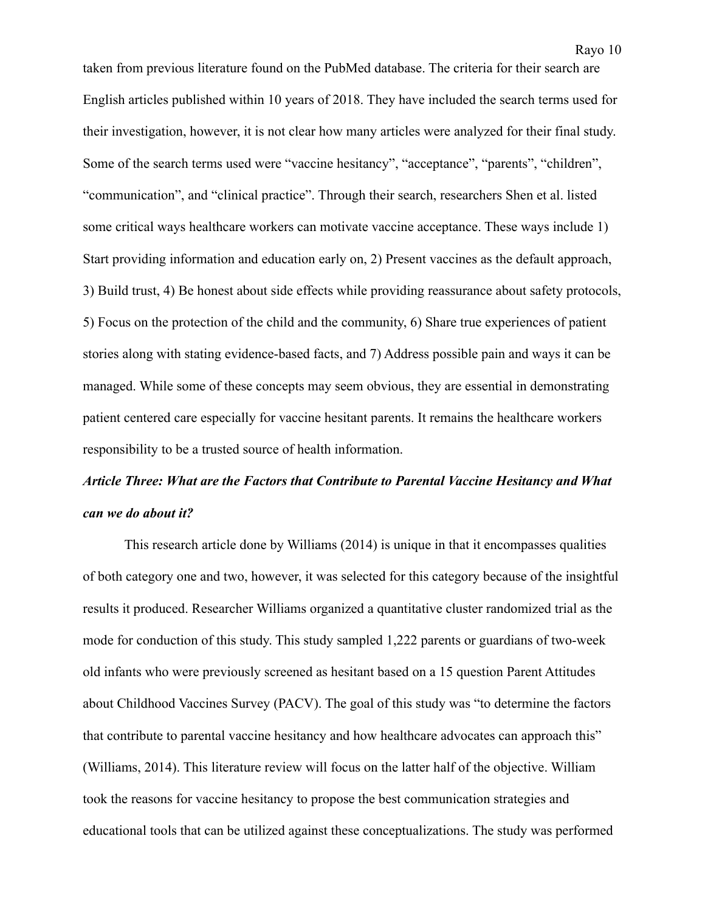taken from previous literature found on the PubMed database. The criteria for their search are English articles published within 10 years of 2018. They have included the search terms used for their investigation, however, it is not clear how many articles were analyzed for their final study. Some of the search terms used were “vaccine hesitancy”, “acceptance”, “parents”, “children”, “communication”, and “clinical practice”. Through their search, researchers Shen et al. listed some critical ways healthcare workers can motivate vaccine acceptance. These ways include 1) Start providing information and education early on, 2) Present vaccines as the default approach, 3) Build trust, 4) Be honest about side effects while providing reassurance about safety protocols, 5) Focus on the protection of the child and the community, 6) Share true experiences of patient stories along with stating evidence-based facts, and 7) Address possible pain and ways it can be managed. While some of these concepts may seem obvious, they are essential in demonstrating patient centered care especially for vaccine hesitant parents. It remains the healthcare workers responsibility to be a trusted source of health information.

***Article Three: What are the Factors that Contribute to Parental Vaccine Hesitancy and What can we do about it?***

This research article done by Williams (2014) is unique in that it encompasses qualities of both category one and two, however, it was selected for this category because of the insightful results it produced. Researcher Williams organized a quantitative cluster randomized trial as the mode for conduction of this study. This study sampled 1,222 parents or guardians of two-week old infants who were previously screened as hesitant based on a 15 question Parent Attitudes about Childhood Vaccines Survey (PACV). The goal of this study was “to determine the factors that contribute to parental vaccine hesitancy and how healthcare advocates can approach this” (Williams, 2014). This literature review will focus on the latter half of the objective. William took the reasons for vaccine hesitancy to propose the best communication strategies and educational tools that can be utilized against these conceptualizations. The study was performed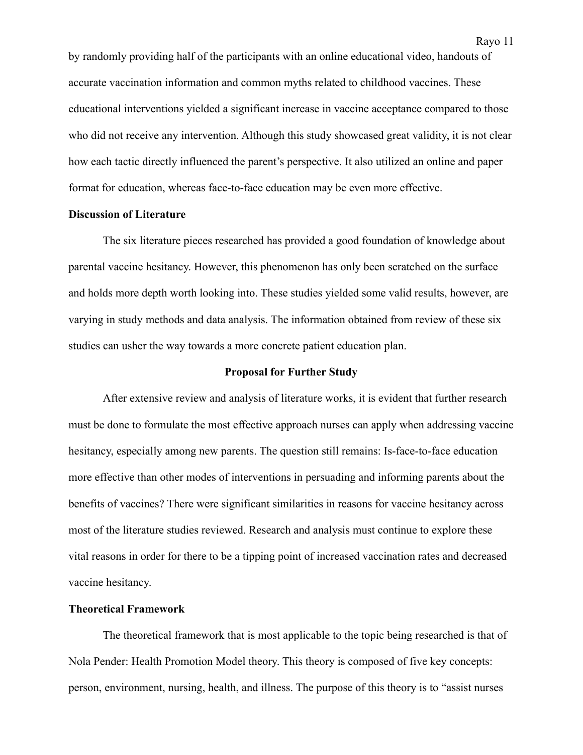by randomly providing half of the participants with an online educational video, handouts of accurate vaccination information and common myths related to childhood vaccines. These educational interventions yielded a significant increase in vaccine acceptance compared to those who did not receive any intervention. Although this study showcased great validity, it is not clear how each tactic directly influenced the parent's perspective. It also utilized an online and paper format for education, whereas face-to-face education may be even more effective.

**Discussion of Literature**

The six literature pieces researched has provided a good foundation of knowledge about parental vaccine hesitancy. However, this phenomenon has only been scratched on the surface and holds more depth worth looking into. These studies yielded some valid results, however, are varying in study methods and data analysis. The information obtained from review of these six studies can usher the way towards a more concrete patient education plan.

## Proposal for Further Study

After extensive review and analysis of literature works, it is evident that further research must be done to formulate the most effective approach nurses can apply when addressing vaccine hesitancy, especially among new parents. The question still remains: Is-face-to-face education more effective than other modes of interventions in persuading and informing parents about the benefits of vaccines? There were significant similarities in reasons for vaccine hesitancy across most of the literature studies reviewed. Research and analysis must continue to explore these vital reasons in order for there to be a tipping point of increased vaccination rates and decreased vaccine hesitancy.

**Theoretical Framework**

The theoretical framework that is most applicable to the topic being researched is that of Nola Pender: Health Promotion Model theory. This theory is composed of five key concepts: person, environment, nursing, health, and illness. The purpose of this theory is to "assist nurses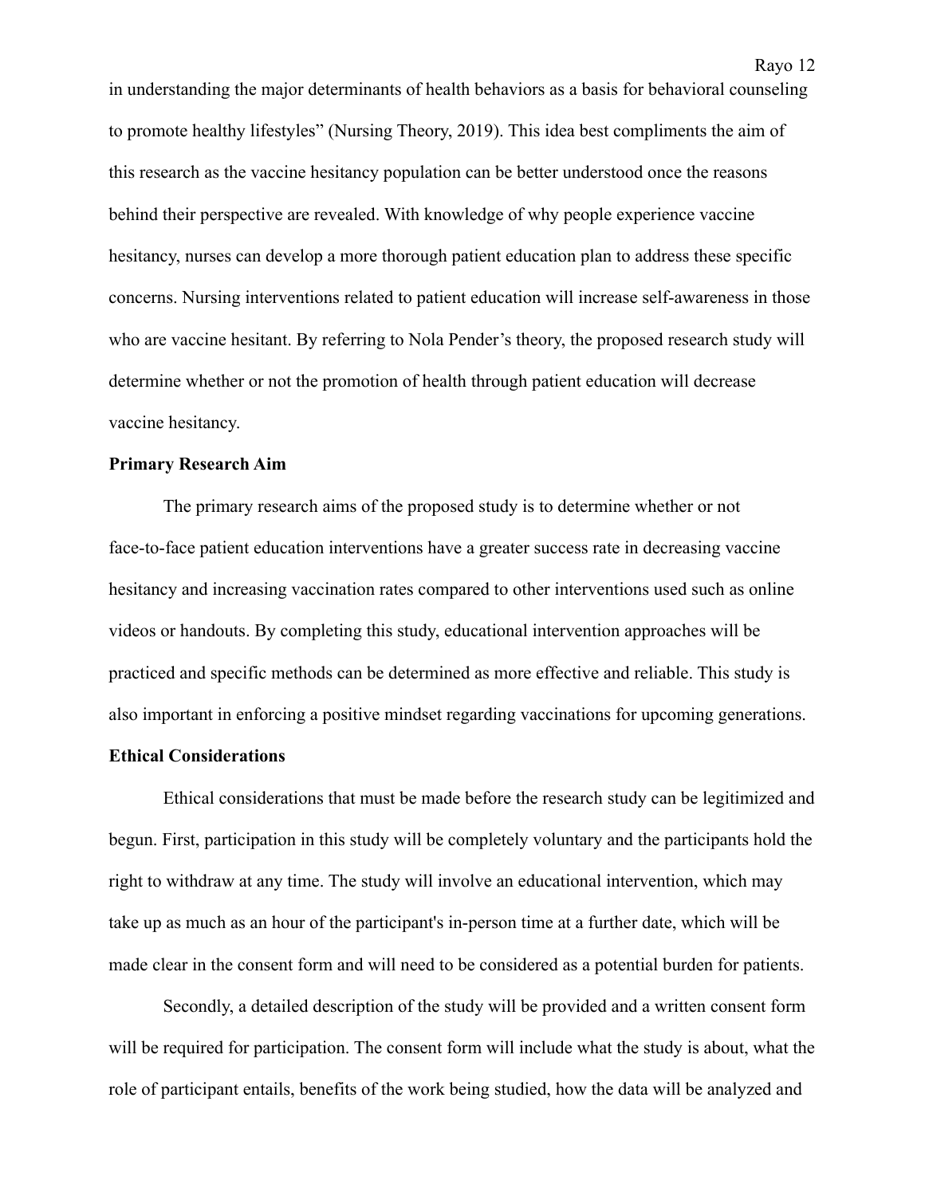in understanding the major determinants of health behaviors as a basis for behavioral counseling to promote healthy lifestyles" (Nursing Theory, 2019). This idea best compliments the aim of this research as the vaccine hesitancy population can be better understood once the reasons behind their perspective are revealed. With knowledge of why people experience vaccine hesitancy, nurses can develop a more thorough patient education plan to address these specific concerns. Nursing interventions related to patient education will increase self-awareness in those who are vaccine hesitant. By referring to Nola Pender's theory, the proposed research study will determine whether or not the promotion of health through patient education will decrease vaccine hesitancy.

**Primary Research Aim**

The primary research aims of the proposed study is to determine whether or not face-to-face patient education interventions have a greater success rate in decreasing vaccine hesitancy and increasing vaccination rates compared to other interventions used such as online videos or handouts. By completing this study, educational intervention approaches will be practiced and specific methods can be determined as more effective and reliable. This study is also important in enforcing a positive mindset regarding vaccinations for upcoming generations.

**Ethical Considerations**

Ethical considerations that must be made before the research study can be legitimized and begun. First, participation in this study will be completely voluntary and the participants hold the right to withdraw at any time. The study will involve an educational intervention, which may take up as much as an hour of the participant's in-person time at a further date, which will be made clear in the consent form and will need to be considered as a potential burden for patients.

Secondly, a detailed description of the study will be provided and a written consent form will be required for participation. The consent form will include what the study is about, what the role of participant entails, benefits of the work being studied, how the data will be analyzed and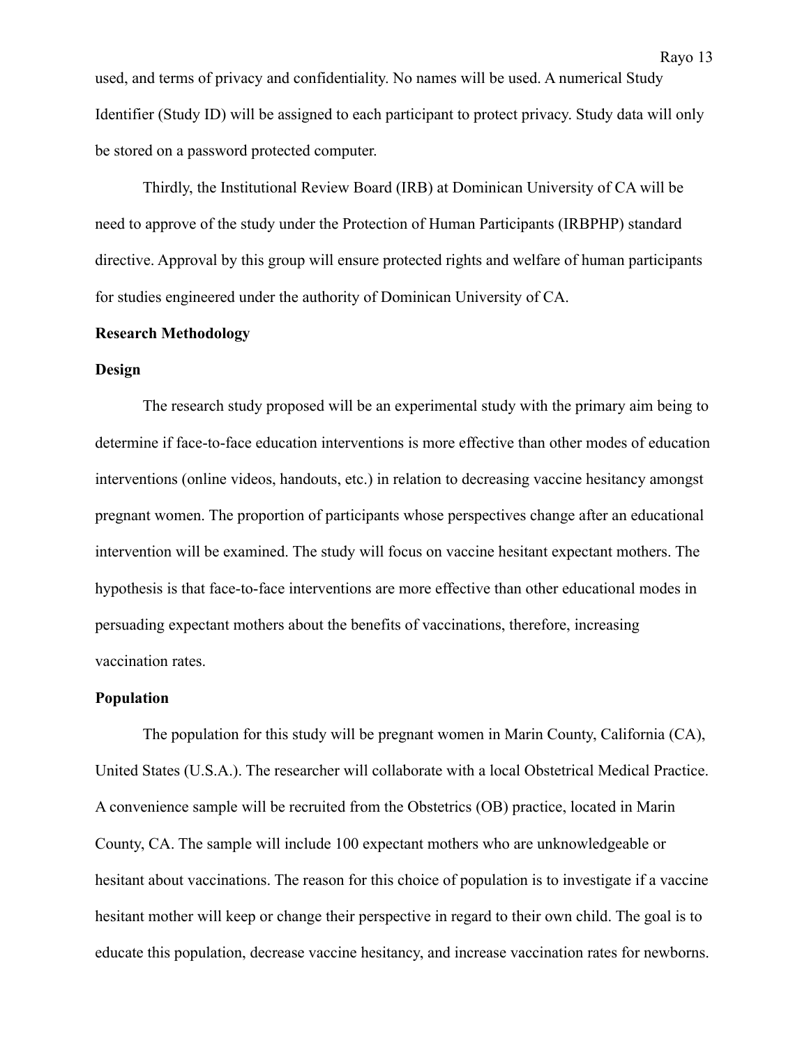used, and terms of privacy and confidentiality. No names will be used. A numerical Study Identifier (Study ID) will be assigned to each participant to protect privacy. Study data will only be stored on a password protected computer.

Thirdly, the Institutional Review Board (IRB) at Dominican University of CA will be need to approve of the study under the Protection of Human Participants (IRBPHP) standard directive. Approval by this group will ensure protected rights and welfare of human participants for studies engineered under the authority of Dominican University of CA.

**Research Methodology**

**Design**

The research study proposed will be an experimental study with the primary aim being to determine if face-to-face education interventions is more effective than other modes of education interventions (online videos, handouts, etc.) in relation to decreasing vaccine hesitancy amongst pregnant women. The proportion of participants whose perspectives change after an educational intervention will be examined. The study will focus on vaccine hesitant expectant mothers. The hypothesis is that face-to-face interventions are more effective than other educational modes in persuading expectant mothers about the benefits of vaccinations, therefore, increasing vaccination rates.

**Population**

The population for this study will be pregnant women in Marin County, California (CA), United States (U.S.A.). The researcher will collaborate with a local Obstetrical Medical Practice. A convenience sample will be recruited from the Obstetrics (OB) practice, located in Marin County, CA. The sample will include 100 expectant mothers who are unknowledgeable or hesitant about vaccinations. The reason for this choice of population is to investigate if a vaccine hesitant mother will keep or change their perspective in regard to their own child. The goal is to educate this population, decrease vaccine hesitancy, and increase vaccination rates for newborns.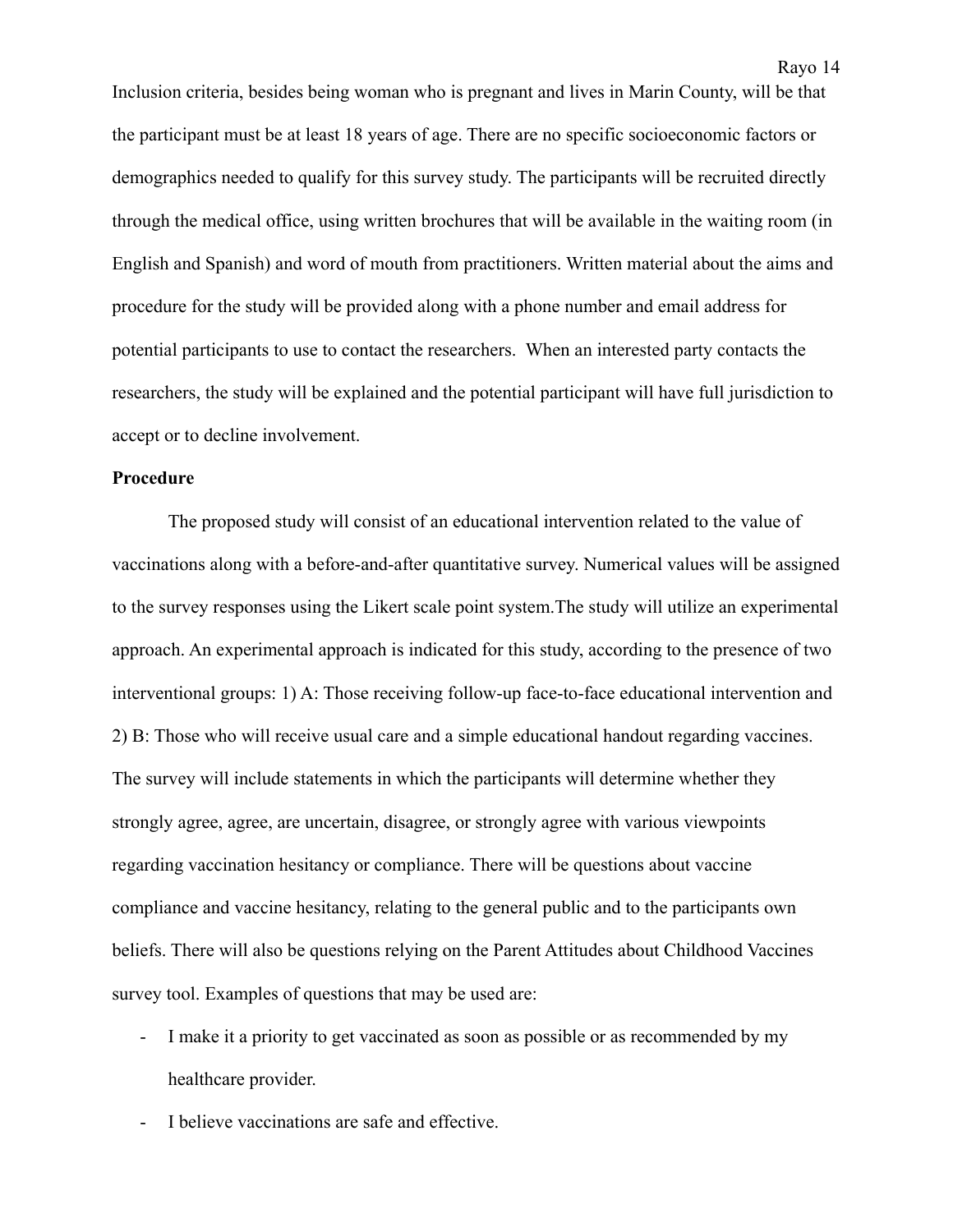Inclusion criteria, besides being woman who is pregnant and lives in Marin County, will be that the participant must be at least 18 years of age. There are no specific socioeconomic factors or demographics needed to qualify for this survey study. The participants will be recruited directly through the medical office, using written brochures that will be available in the waiting room (in English and Spanish) and word of mouth from practitioners. Written material about the aims and procedure for the study will be provided along with a phone number and email address for potential participants to use to contact the researchers.  When an interested party contacts the researchers, the study will be explained and the potential participant will have full jurisdiction to accept or to decline involvement.

**Procedure**

The proposed study will consist of an educational intervention related to the value of vaccinations along with a before-and-after quantitative survey. Numerical values will be assigned to the survey responses using the Likert scale point system.The study will utilize an experimental approach. An experimental approach is indicated for this study, according to the presence of two interventional groups: 1) A: Those receiving follow-up face-to-face educational intervention and 2) B: Those who will receive usual care and a simple educational handout regarding vaccines. The survey will include statements in which the participants will determine whether they strongly agree, agree, are uncertain, disagree, or strongly agree with various viewpoints regarding vaccination hesitancy or compliance. There will be questions about vaccine compliance and vaccine hesitancy, relating to the general public and to the participants own beliefs. There will also be questions relying on the Parent Attitudes about Childhood Vaccines survey tool. Examples of questions that may be used are:

- I make it a priority to get vaccinated as soon as possible or as recommended by my healthcare provider.
- I believe vaccinations are safe and effective.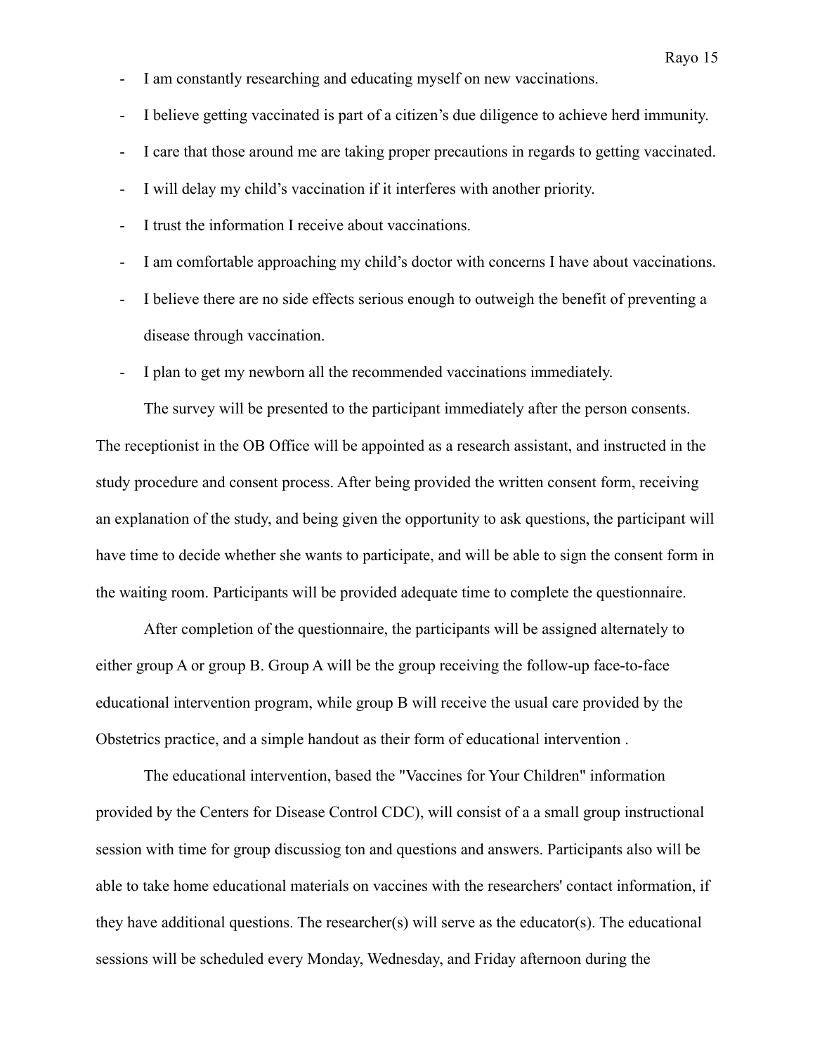- I am constantly researching and educating myself on new vaccinations.
- I believe getting vaccinated is part of a citizen's due diligence to achieve herd immunity.
- I care that those around me are taking proper precautions in regards to getting vaccinated.
- I will delay my child's vaccination if it interferes with another priority.
- I trust the information I receive about vaccinations.
- I am comfortable approaching my child's doctor with concerns I have about vaccinations.
- I believe there are no side effects serious enough to outweigh the benefit of preventing a disease through vaccination.
- I plan to get my newborn all the recommended vaccinations immediately.

The survey will be presented to the participant immediately after the person consents. The receptionist in the OB Office will be appointed as a research assistant, and instructed in the study procedure and consent process. After being provided the written consent form, receiving an explanation of the study, and being given the opportunity to ask questions, the participant will have time to decide whether she wants to participate, and will be able to sign the consent form in the waiting room. Participants will be provided adequate time to complete the questionnaire.

After completion of the questionnaire, the participants will be assigned alternately to either group A or group B. Group A will be the group receiving the follow-up face-to-face educational intervention program, while group B will receive the usual care provided by the Obstetrics practice, and a simple handout as their form of educational intervention .

The educational intervention, based the "Vaccines for Your Children" information provided by the Centers for Disease Control CDC), will consist of a a small group instructional session with time for group discussiog ton and questions and answers. Participants also will be able to take home educational materials on vaccines with the researchers' contact information, if they have additional questions. The researcher(s) will serve as the educator(s). The educational sessions will be scheduled every Monday, Wednesday, and Friday afternoon during the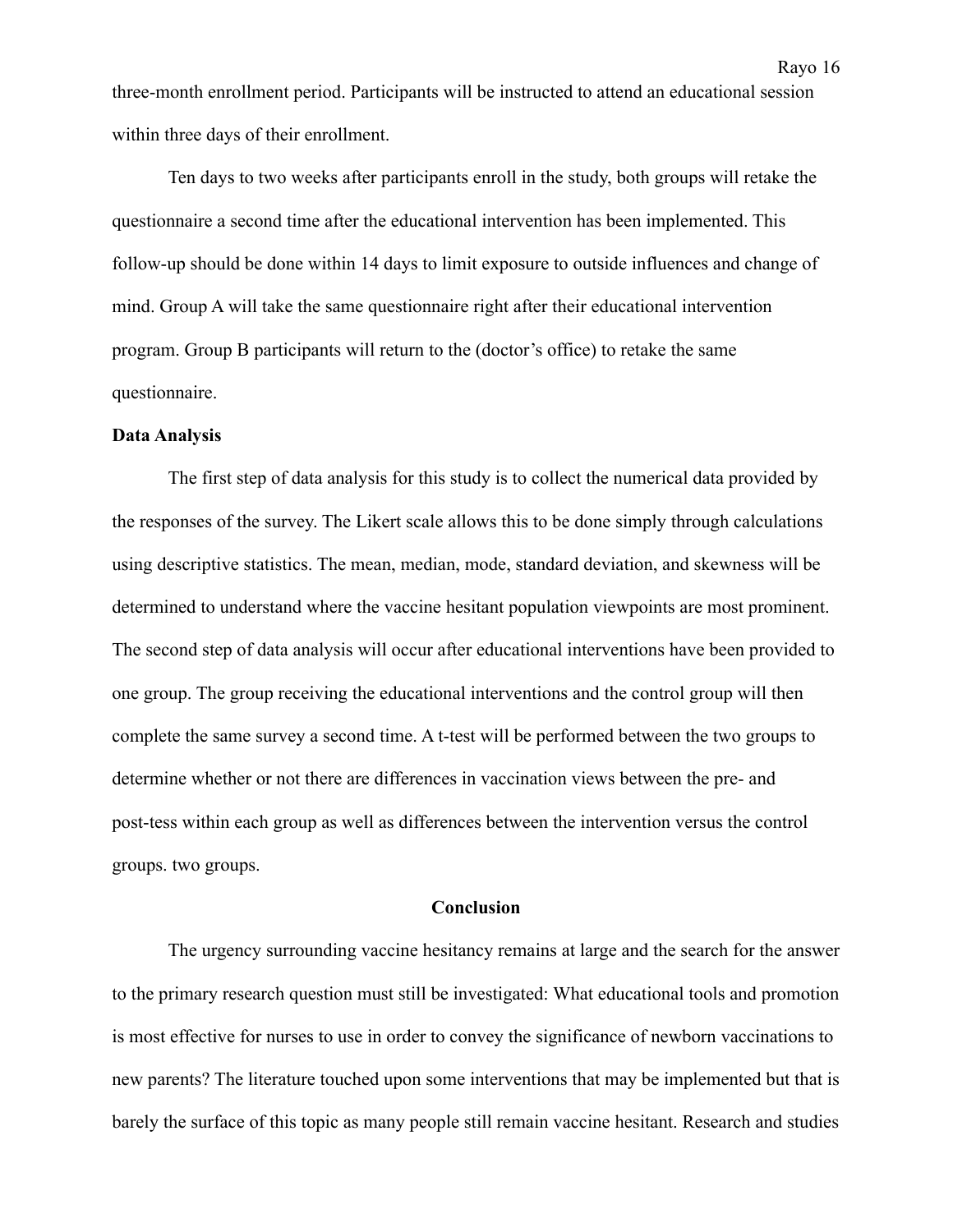three-month enrollment period. Participants will be instructed to attend an educational session within three days of their enrollment.

Ten days to two weeks after participants enroll in the study, both groups will retake the questionnaire a second time after the educational intervention has been implemented. This follow-up should be done within 14 days to limit exposure to outside influences and change of mind. Group A will take the same questionnaire right after their educational intervention program. Group B participants will return to the (doctor's office) to retake the same questionnaire.

**Data Analysis**

The first step of data analysis for this study is to collect the numerical data provided by the responses of the survey. The Likert scale allows this to be done simply through calculations using descriptive statistics. The mean, median, mode, standard deviation, and skewness will be determined to understand where the vaccine hesitant population viewpoints are most prominent. The second step of data analysis will occur after educational interventions have been provided to one group. The group receiving the educational interventions and the control group will then complete the same survey a second time. A t-test will be performed between the two groups to determine whether or not there are differences in vaccination views between the pre- and post-tess within each group as well as differences between the intervention versus the control groups. two groups.

## Conclusion

The urgency surrounding vaccine hesitancy remains at large and the search for the answer to the primary research question must still be investigated: What educational tools and promotion is most effective for nurses to use in order to convey the significance of newborn vaccinations to new parents? The literature touched upon some interventions that may be implemented but that is barely the surface of this topic as many people still remain vaccine hesitant. Research and studies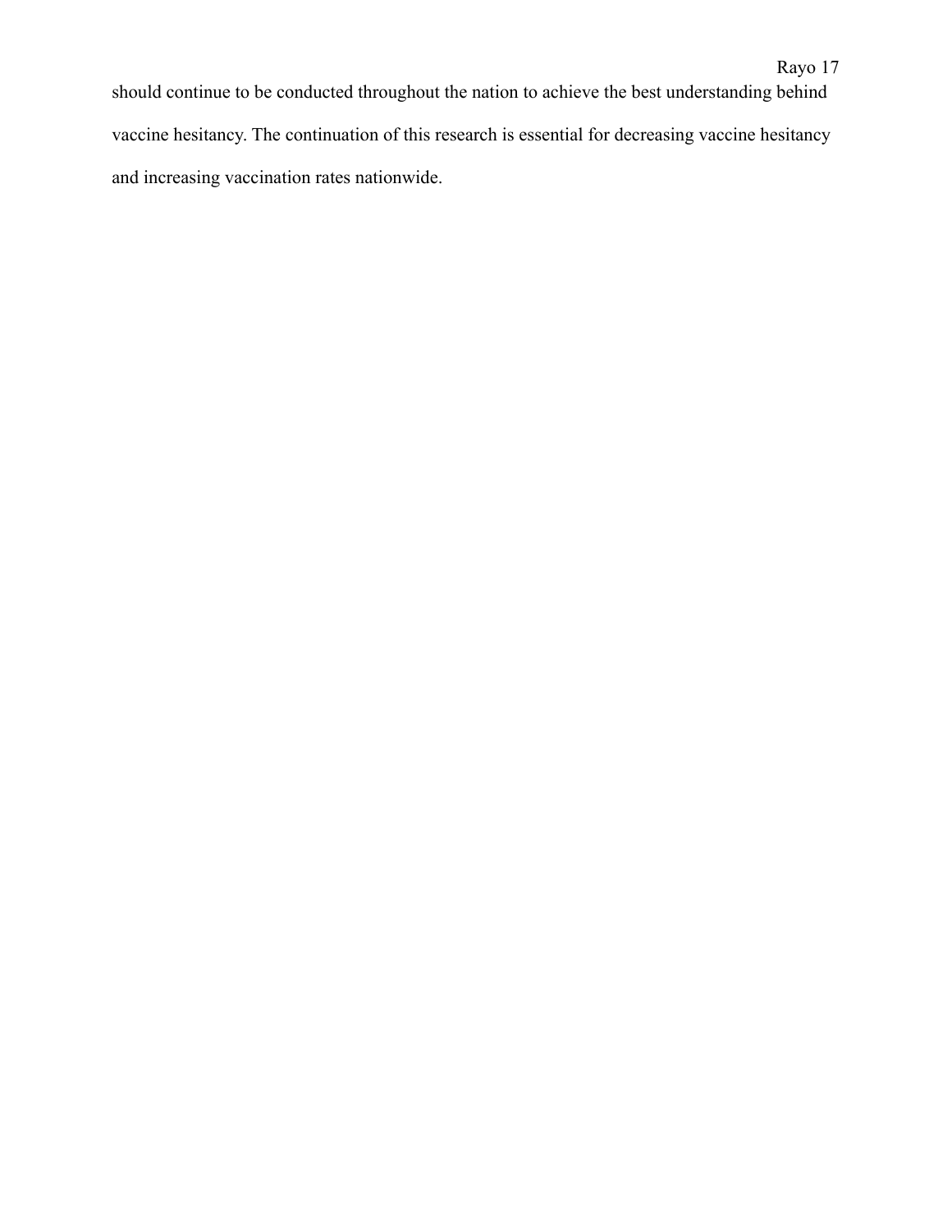should continue to be conducted throughout the nation to achieve the best understanding behind vaccine hesitancy. The continuation of this research is essential for decreasing vaccine hesitancy and increasing vaccination rates nationwide.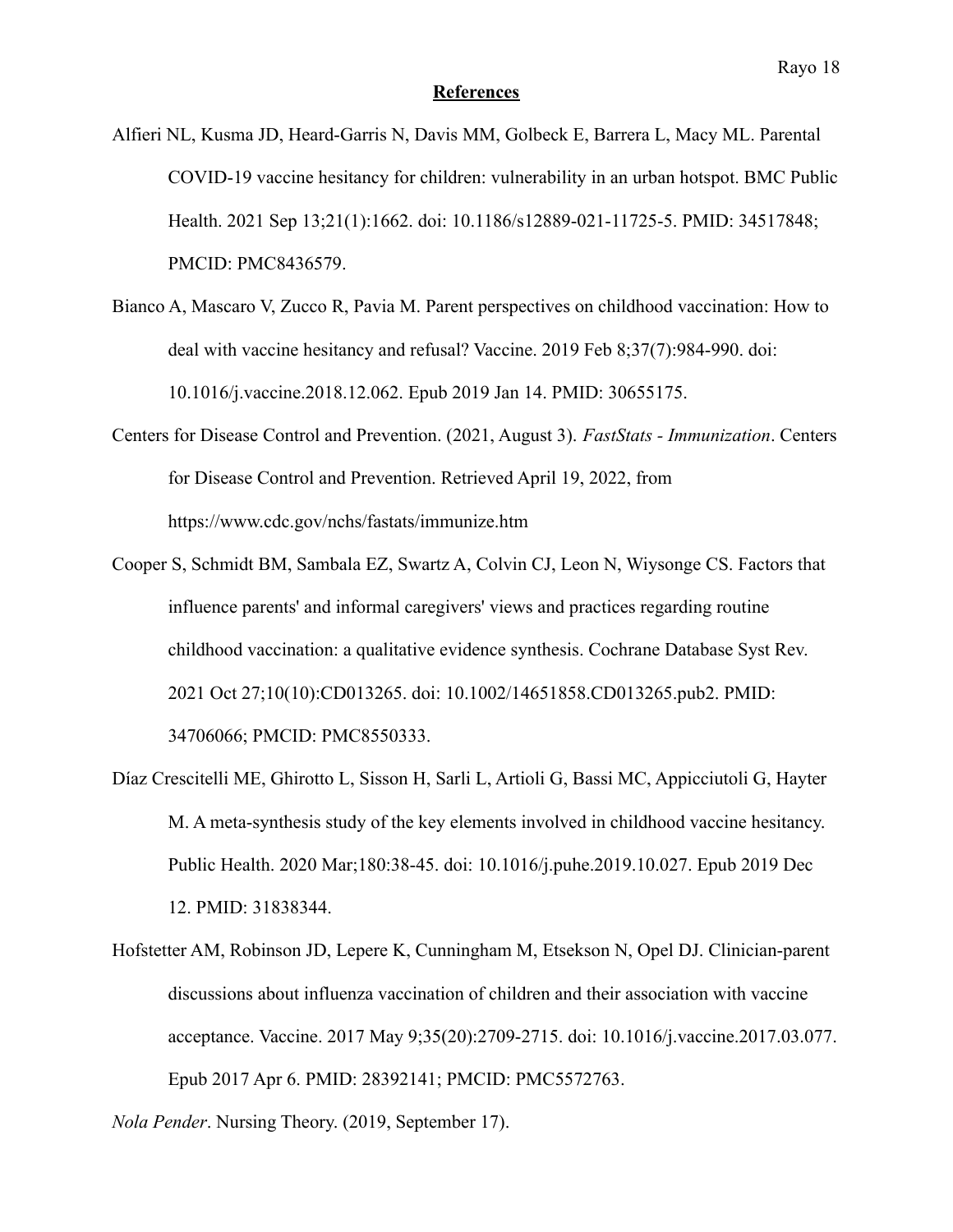## **References**

Alfieri NL, Kusma JD, Heard-Garris N, Davis MM, Golbeck E, Barrera L, Macy ML. Parental COVID-19 vaccine hesitancy for children: vulnerability in an urban hotspot. BMC Public Health. 2021 Sep 13;21(1):1662. doi: 10.1186/s12889-021-11725-5. PMID: 34517848; PMCID: PMC8436579.

Bianco A, Mascaro V, Zucco R, Pavia M. Parent perspectives on childhood vaccination: How to deal with vaccine hesitancy and refusal? Vaccine. 2019 Feb 8;37(7):984-990. doi: 10.1016/j.vaccine.2018.12.062. Epub 2019 Jan 14. PMID: 30655175.

Centers for Disease Control and Prevention. (2021, August 3). *FastStats - Immunization*. Centers for Disease Control and Prevention. Retrieved April 19, 2022, from https://www.cdc.gov/nchs/fastats/immunize.htm

Cooper S, Schmidt BM, Sambala EZ, Swartz A, Colvin CJ, Leon N, Wiysonge CS. Factors that influence parents' and informal caregivers' views and practices regarding routine childhood vaccination: a qualitative evidence synthesis. Cochrane Database Syst Rev. 2021 Oct 27;10(10):CD013265. doi: 10.1002/14651858.CD013265.pub2. PMID: 34706066; PMCID: PMC8550333.

Díaz Crescitelli ME, Ghirotto L, Sisson H, Sarli L, Artioli G, Bassi MC, Appicciutoli G, Hayter M. A meta-synthesis study of the key elements involved in childhood vaccine hesitancy. Public Health. 2020 Mar;180:38-45. doi: 10.1016/j.puhe.2019.10.027. Epub 2019 Dec 12. PMID: 31838344.

Hofstetter AM, Robinson JD, Lepere K, Cunningham M, Etsekson N, Opel DJ. Clinician-parent discussions about influenza vaccination of children and their association with vaccine acceptance. Vaccine. 2017 May 9;35(20):2709-2715. doi: 10.1016/j.vaccine.2017.03.077. Epub 2017 Apr 6. PMID: 28392141; PMCID: PMC5572763.

*Nola Pender*. Nursing Theory. (2019, September 17).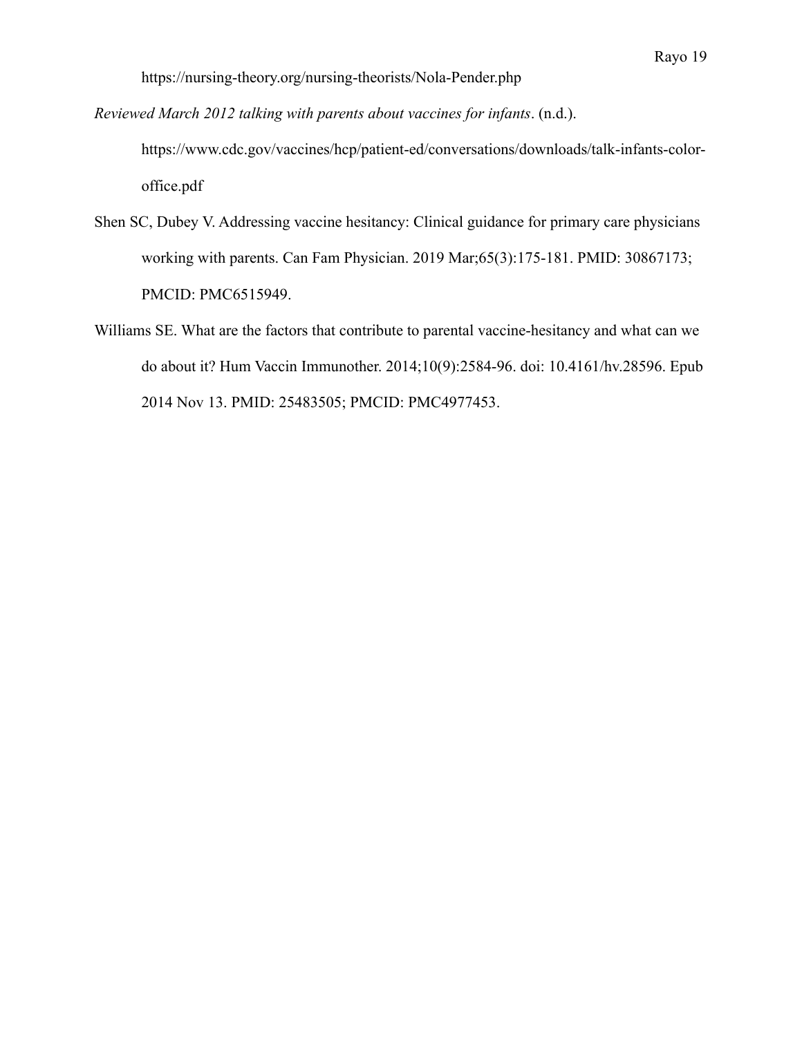https://nursing-theory.org/nursing-theorists/Nola-Pender.php

*Reviewed March 2012 talking with parents about vaccines for infants*. (n.d.).
https://www.cdc.gov/vaccines/hcp/patient-ed/conversations/downloads/talk-infants-color-office.pdf

Shen SC, Dubey V. Addressing vaccine hesitancy: Clinical guidance for primary care physicians working with parents. Can Fam Physician. 2019 Mar;65(3):175-181. PMID: 30867173; PMCID: PMC6515949.

Williams SE. What are the factors that contribute to parental vaccine-hesitancy and what can we do about it? Hum Vaccin Immunother. 2014;10(9):2584-96. doi: 10.4161/hv.28596. Epub 2014 Nov 13. PMID: 25483505; PMCID: PMC4977453.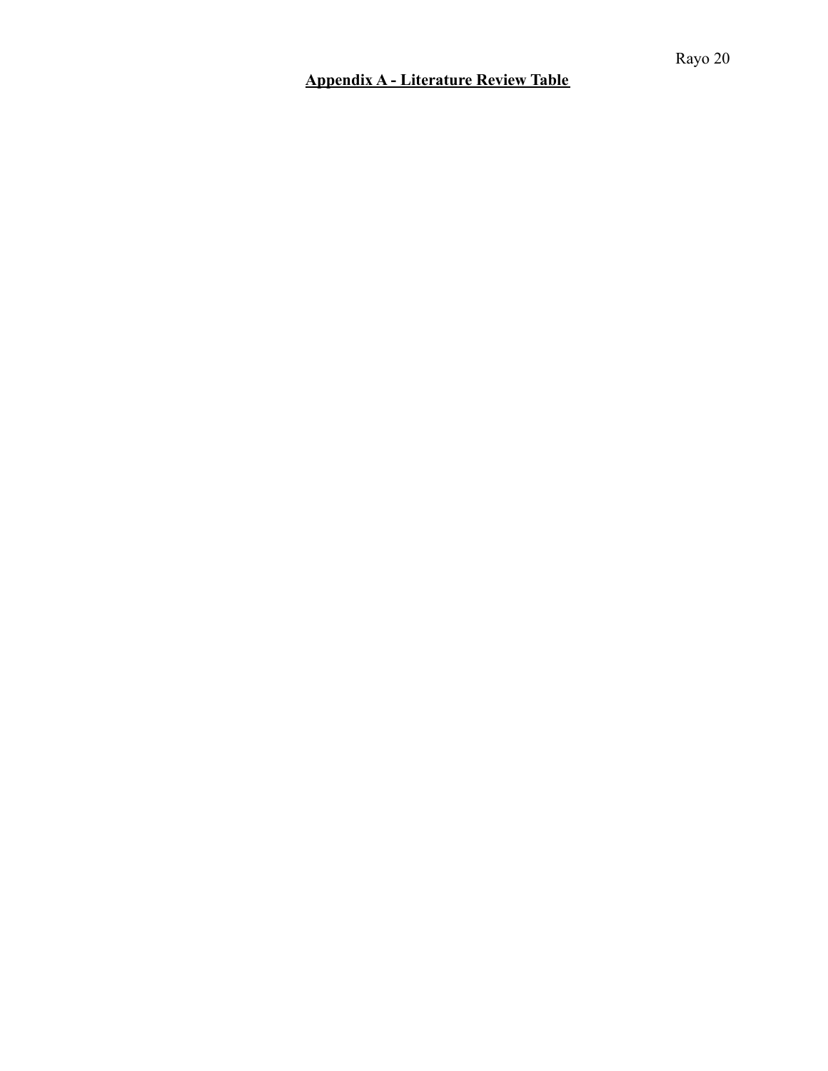**Appendix A - Literature Review Table**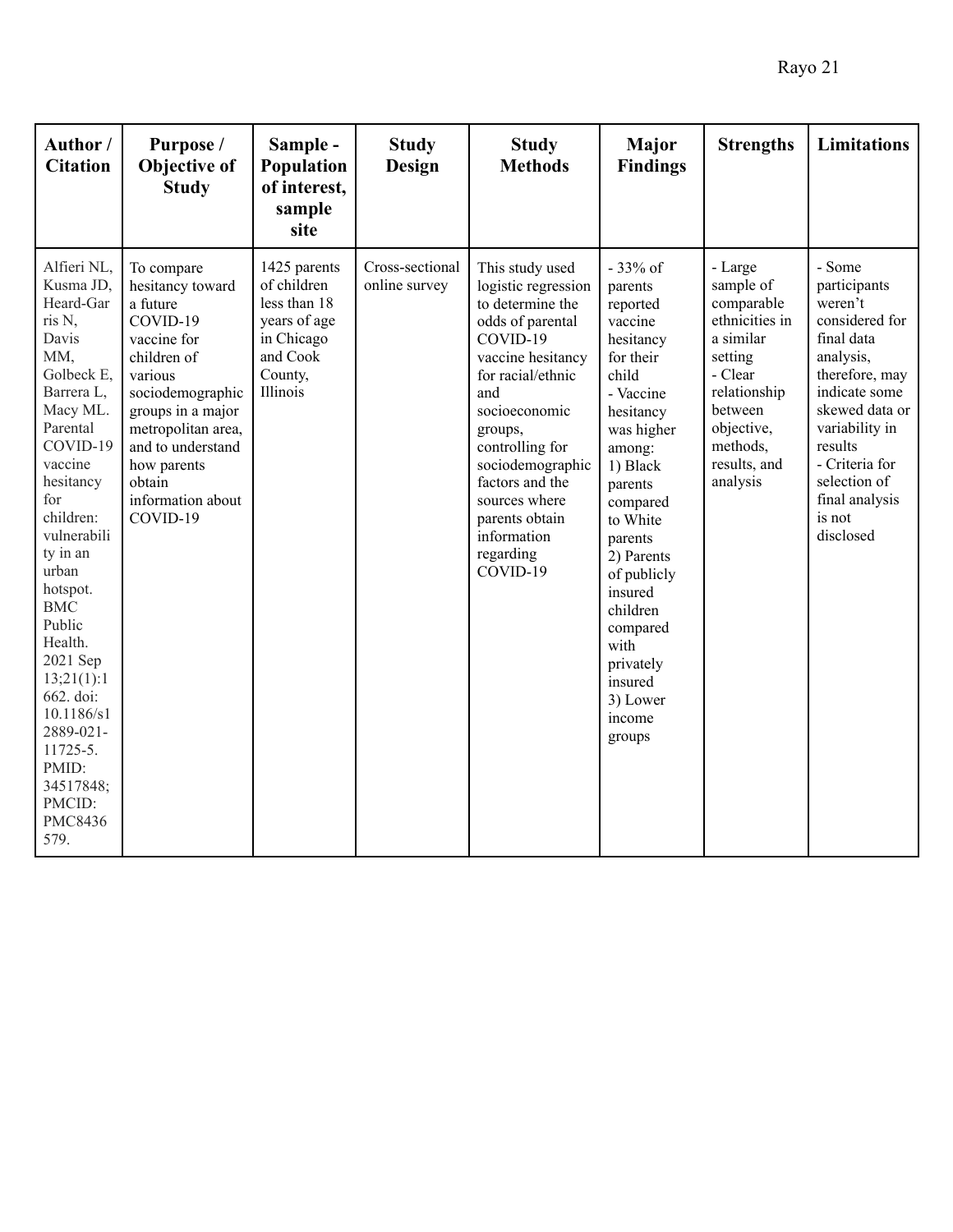| Author / Citation | Purpose / Objective of Study | Sample - Population of interest, sample site | Study Design | Study Methods | Major Findings | Strengths | Limitations |
|---|---|---|---|---|---|---|---|
| Alfieri NL, Kusma JD, Heard-Garris N, Davis MM, Golbeck E, Barrera L, Macy ML. Parental COVID-19 vaccine hesitancy for children: vulnerability in an urban hotspot. BMC Public Health. 2021 Sep 13;21(1):1662. doi: 10.1186/s12889-021-11725-5. PMID: 34517848; PMCID: PMC8436579. | To compare hesitancy toward a future COVID-19 vaccine for children of various sociodemographic groups in a major metropolitan area, and to understand how parents obtain information about COVID-19 | 1425 parents of children less than 18 years of age in Chicago and Cook County, Illinois | Cross-sectional online survey | This study used logistic regression to determine the odds of parental COVID-19 vaccine hesitancy for racial/ethnic and socioeconomic groups, controlling for sociodemographic factors and the sources where parents obtain information regarding COVID-19 | - 33% of parents reported vaccine hesitancy for their child<br>- Vaccine hesitancy was higher among:<br>1) Black parents compared to White parents<br>2) Parents of publicly insured children compared with privately insured<br>3) Lower income groups | - Large sample of comparable ethnicities in a similar setting<br>- Clear relationship between objective, methods, results, and analysis | - Some participants weren't considered for final data analysis, therefore, may indicate some skewed data or variability in results<br>- Criteria for selection of final analysis is not disclosed |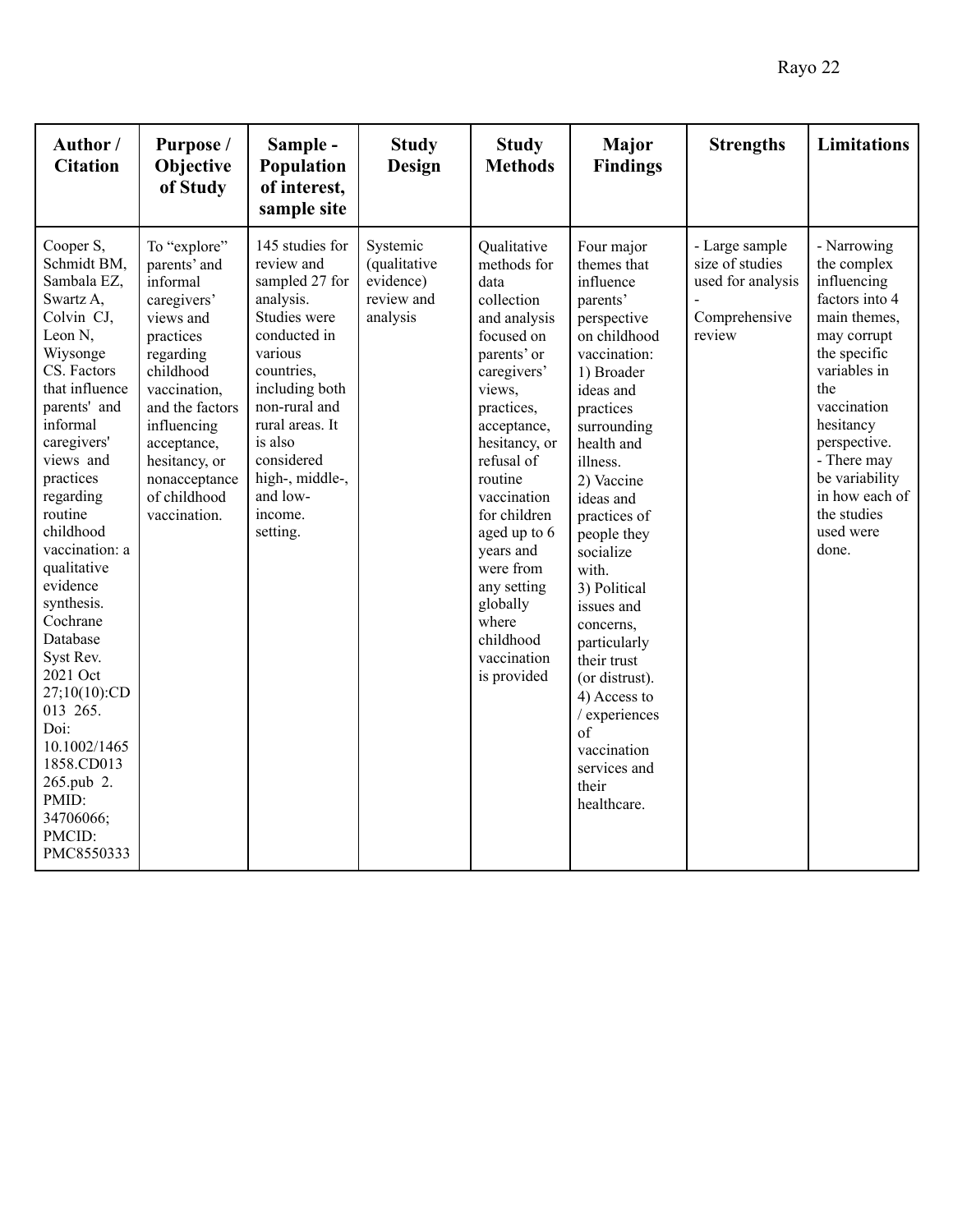| Author / Citation | Purpose / Objective of Study | Sample - Population of interest, sample site | Study Design | Study Methods | Major Findings | Strengths | Limitations |
|---|---|---|---|---|---|---|---|
| Cooper S, Schmidt BM, Sambala EZ, Swartz A, Colvin CJ, Leon N, Wiysonge CS. Factors that influence parents' and informal caregivers' views and practices regarding routine childhood vaccination: a qualitative evidence synthesis. Cochrane Database Syst Rev. 2021 Oct 27;10(10):CD 013 265. Doi: 10.1002/1465 1858.CD013 265.pub 2. PMID: 34706066; PMCID: PMC8550333 | To "explore" parents' and informal caregivers' views and practices regarding childhood vaccination, and the factors influencing acceptance, hesitancy, or nonacceptance of childhood vaccination. | 145 studies for review and sampled 27 for analysis. Studies were conducted in various countries, including both non-rural and rural areas. It is also considered high-, middle-, and low-income. setting. | Systemic (qualitative evidence) review and analysis | Qualitative methods for data collection and analysis focused on parents' or caregivers' views, practices, acceptance, hesitancy, or refusal of routine vaccination for children aged up to 6 years and were from any setting globally where childhood vaccination is provided | Four major themes that influence parents' perspective on childhood vaccination: 1) Broader ideas and practices surrounding health and illness. 2) Vaccine ideas and practices of people they socialize with. 3) Political issues and concerns, particularly their trust (or distrust). 4) Access to / experiences of vaccination services and their healthcare. | - Large sample size of studies used for analysis - Comprehensive review | - Narrowing the complex influencing factors into 4 main themes, may corrupt the specific variables in the vaccination hesitancy perspective. - There may be variability in how each of the studies used were done. |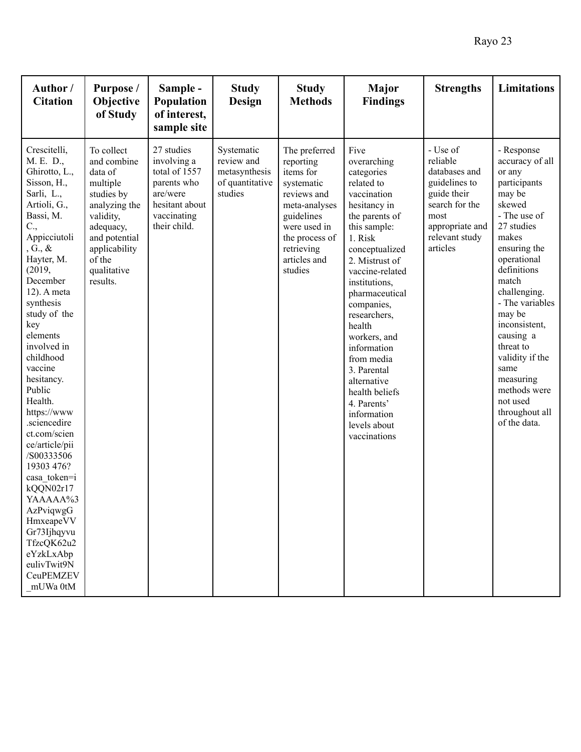| Author / Citation | Purpose / Objective of Study | Sample - Population of interest, sample site | Study Design | Study Methods | Major Findings | Strengths | Limitations |
|---|---|---|---|---|---|---|---|
| Crescitelli, M. E. D., Ghirotto, L., Sisson, H., Sarli, L., Artioli, G., Bassi, M. C., Appicciutoli, G., & Hayter, M. (2019, December 12). A meta synthesis study of the key elements involved in childhood vaccine hesitancy. Public Health. https://www.sciencedirect.com/science/article/pii/S0033350619303 476?casa_token=ikQQN02r17YAAAAA%3AzPviqwgGHmxeapeVVGr73IjhqyvuTfzcQK62u2eYzkLxAbpeulivTwit9NCeuPEMZEV_mUWa 0tM | To collect and combine data of multiple studies by analyzing the validity, adequacy, and potential applicability of the qualitative results. | 27 studies involving a total of 1557 parents who are/were hesitant about vaccinating their child. | Systematic review and metasynthesis of quantitative studies | The preferred reporting items for systematic reviews and meta-analyses guidelines were used in the process of retrieving articles and studies | Five overarching categories related to vaccination hesitancy in the parents of this sample: 1. Risk conceptualized 2. Mistrust of vaccine-related institutions, pharmaceutical companies, researchers, health workers, and information from media 3. Parental alternative health beliefs 4. Parents' information levels about vaccinations | - Use of reliable databases and guidelines to guide their search for the most appropriate and relevant study articles | - Response accuracy of all or any participants may be skewed - The use of 27 studies makes ensuring the operational definitions match challenging. - The variables may be inconsistent, causing a threat to validity if the same measuring methods were not used throughout all of the data. |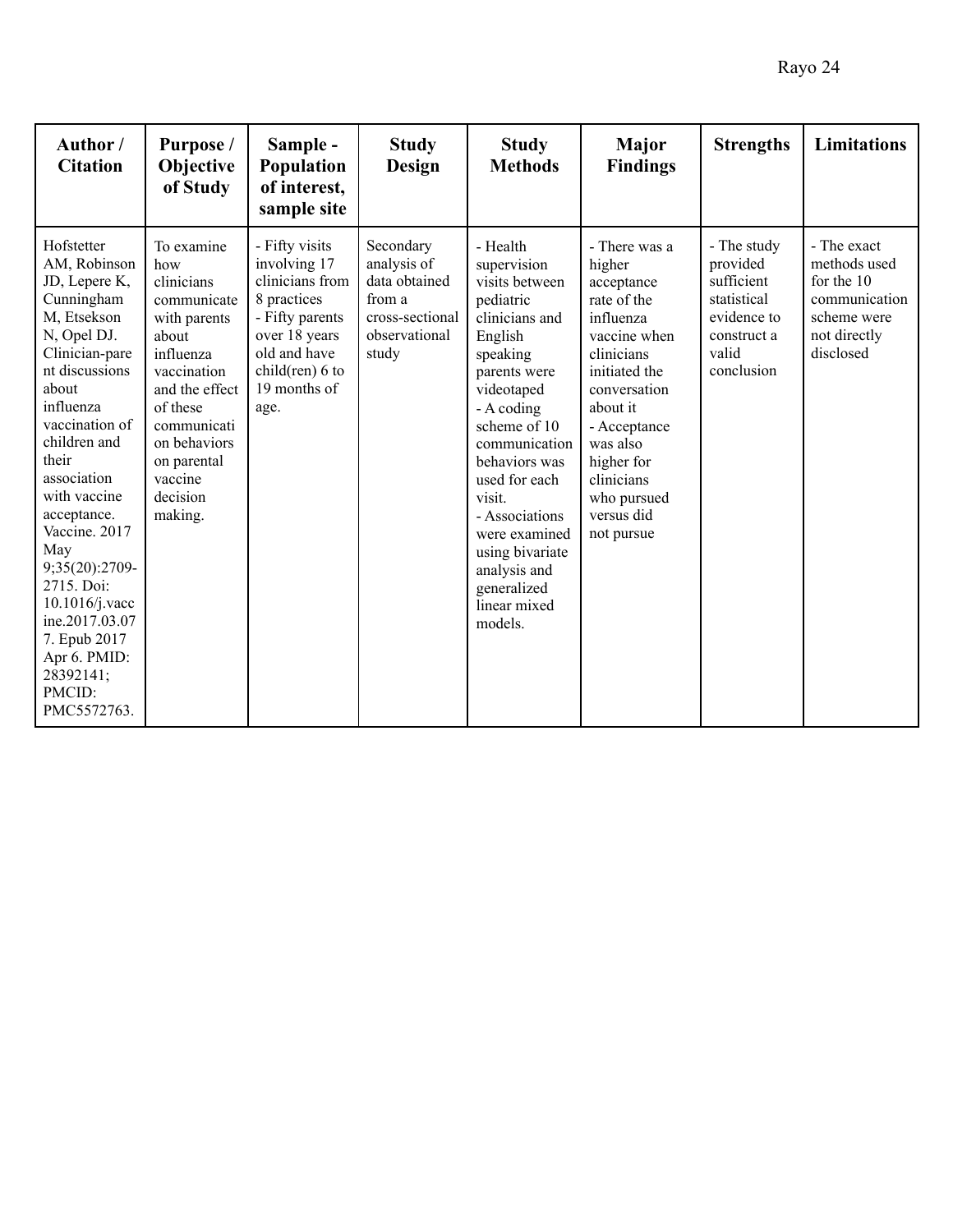| Author / Citation | Purpose / Objective of Study | Sample - Population of interest, sample site | Study Design | Study Methods | Major Findings | Strengths | Limitations |
|---|---|---|---|---|---|---|---|
| Hofstetter AM, Robinson JD, Lepere K, Cunningham M, Etsekson N, Opel DJ. Clinician-parent discussions about influenza vaccination of children and their association with vaccine acceptance. Vaccine. 2017 May 9;35(20):2709-2715. Doi: 10.1016/j.vaccine.2017.03.077. Epub 2017 Apr 6. PMID: 28392141; PMCID: PMC5572763. | To examine how clinicians communicate with parents about influenza vaccination and the effect of these communication behaviors on parental vaccine decision making. | - Fifty visits involving 17 clinicians from 8 practices<br>- Fifty parents over 18 years old and have child(ren) 6 to 19 months of age. | Secondary analysis of data obtained from a cross-sectional observational study | - Health supervision visits between pediatric clinicians and English speaking parents were videotaped<br>- A coding scheme of 10 communication behaviors was used for each visit.<br>- Associations were examined using bivariate analysis and generalized linear mixed models. | - There was a higher acceptance rate of the influenza vaccine when clinicians initiated the conversation about it<br>- Acceptance was also higher for clinicians who pursued versus did not pursue | - The study provided sufficient statistical evidence to construct a valid conclusion | - The exact methods used for the 10 communication scheme were not directly disclosed |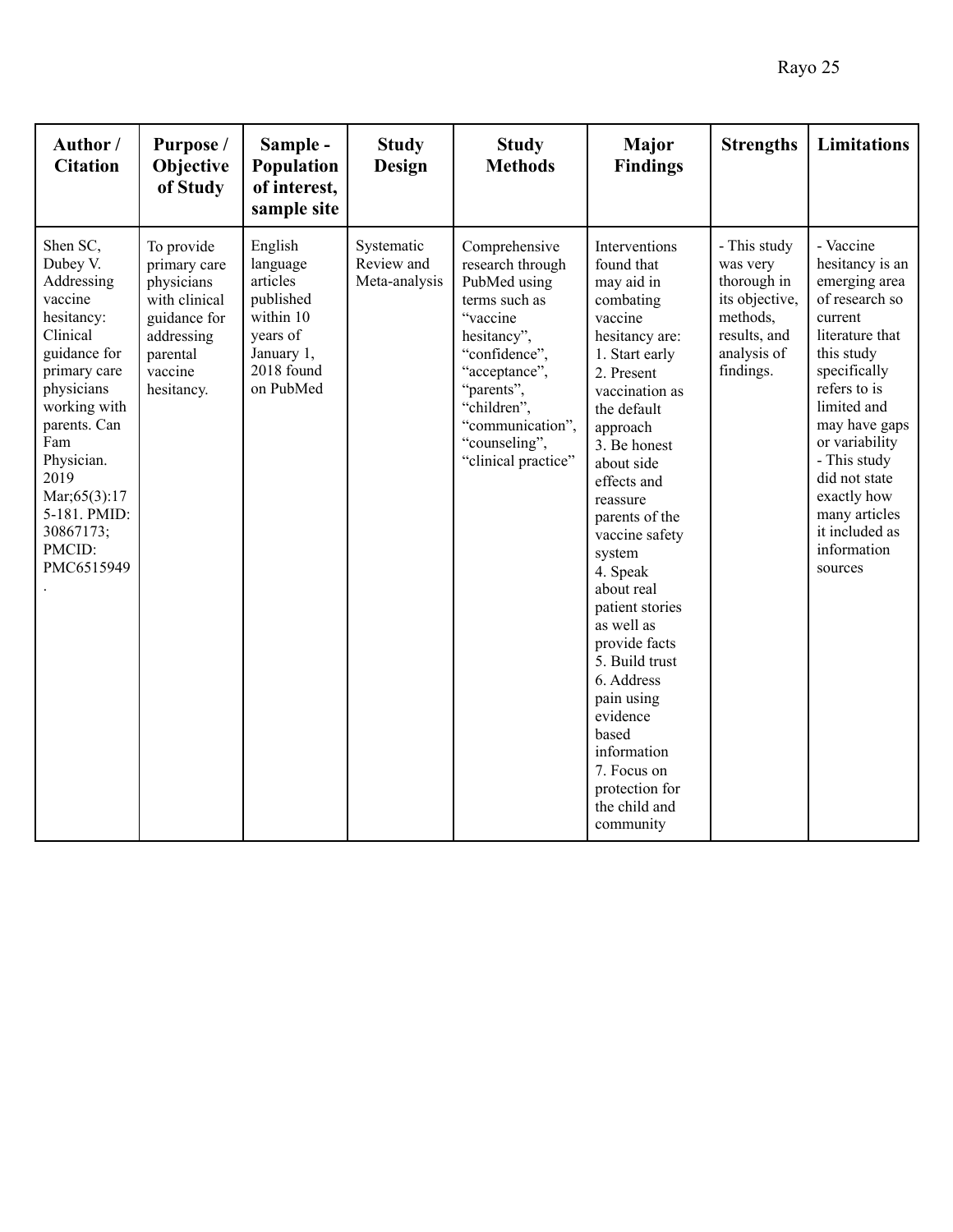| Author / Citation | Purpose / Objective of Study | Sample - Population of interest, sample site | Study Design | Study Methods | Major Findings | Strengths | Limitations |
|---|---|---|---|---|---|---|---|
| Shen SC, Dubey V. Addressing vaccine hesitancy: Clinical guidance for primary care physicians working with parents. Can Fam Physician. 2019 Mar;65(3):175-181. PMID: 30867173; PMCID: PMC6515949. | To provide primary care physicians with clinical guidance for addressing parental vaccine hesitancy. | English language articles published within 10 years of January 1, 2018 found on PubMed | Systematic Review and Meta-analysis | Comprehensive research through PubMed using terms such as "vaccine hesitancy", "confidence", "acceptance", "parents", "children", "communication", "counseling", "clinical practice" | Interventions found that may aid in combating vaccine hesitancy are: 1. Start early 2. Present vaccination as the default approach 3. Be honest about side effects and reassure parents of the vaccine safety system 4. Speak about real patient stories as well as provide facts 5. Build trust 6. Address pain using evidence based information 7. Focus on protection for the child and community | - This study was very thorough in its objective, methods, results, and analysis of findings. | - Vaccine hesitancy is an emerging area of research so current literature that this study specifically refers to is limited and may have gaps or variability - This study did not state exactly how many articles it included as information sources |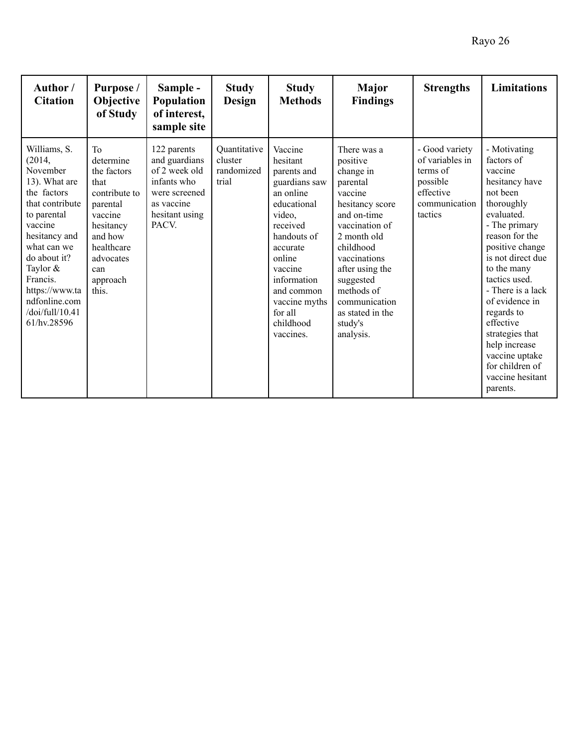| Author / Citation | Purpose / Objective of Study | Sample - Population of interest, sample site | Study Design | Study Methods | Major Findings | Strengths | Limitations |
|---|---|---|---|---|---|---|---|
| Williams, S. (2014, November 13). What are the factors that contribute to parental vaccine hesitancy and what can we do about it? Taylor & Francis. https://www.tandfonline.com/doi/full/10.4161/hv.28596 | To determine the factors that contribute to parental vaccine hesitancy and how healthcare advocates can approach this. | 122 parents and guardians of 2 week old infants who were screened as vaccine hesitant using PACV. | Quantitative cluster randomized trial | Vaccine hesitant parents and guardians saw an online educational video, received handouts of accurate online vaccine information and common vaccine myths for all childhood vaccines. | There was a positive change in parental vaccine hesitancy score and on-time vaccination of 2 month old childhood vaccinations after using the suggested methods of communication as stated in the study's analysis. | - Good variety of variables in terms of possible effective communication tactics | - Motivating factors of vaccine hesitancy have not been thoroughly evaluated.<br>- The primary reason for the positive change is not direct due to the many tactics used.<br>- There is a lack of evidence in regards to effective strategies that help increase vaccine uptake for children of vaccine hesitant parents. |